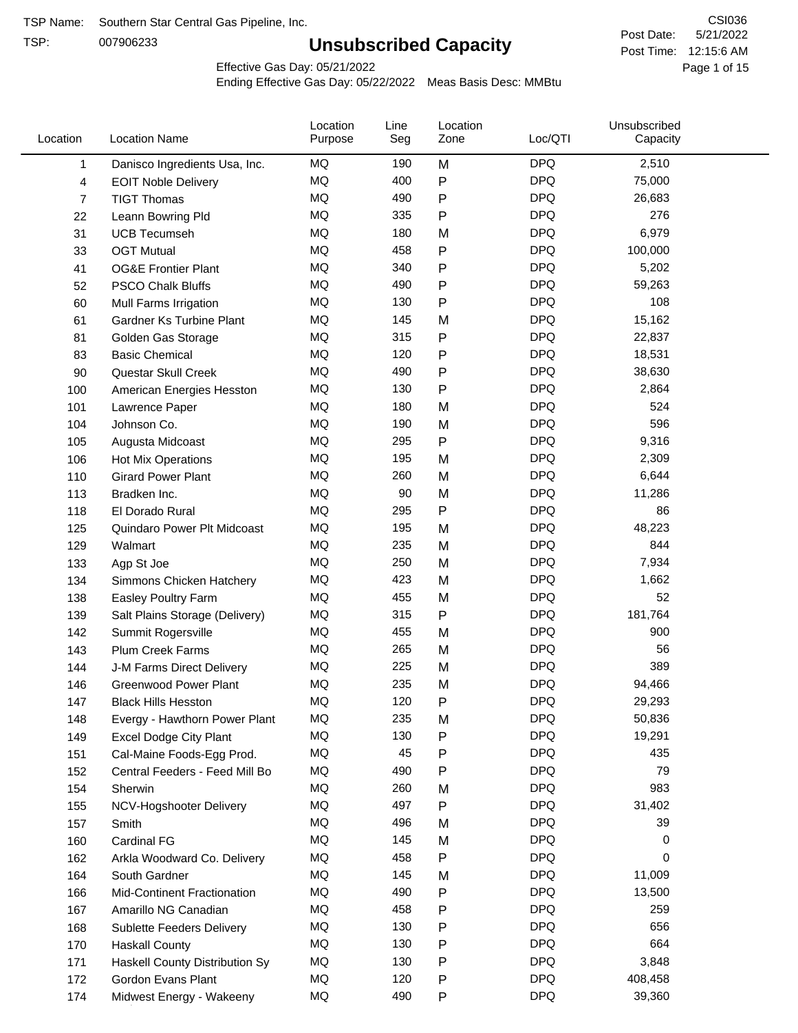TSP Name: Southern Star Central Gas Pipeline, Inc.

TSP: 007906233

# Unsubscribed Capacity

CSI036

Post Date: 5/21/2022

Post Time: 12:15:6 AM

Effective Gas Day: 05/21/2022

Ending Effective Gas Day: 05/22/2022 Meas Basis Desc: MMBtu

| Location | Location Name | Location Purpose | Line Seg | Location Zone | Loc/QTI | Unsubscribed Capacity |
|---|---|---|---|---|---|---|
| 1 | Danisco Ingredients Usa, Inc. | MQ | 190 | M | DPQ | 2,510 |
| 4 | EOIT Noble Delivery | MQ | 400 | P | DPQ | 75,000 |
| 7 | TIGT Thomas | MQ | 490 | P | DPQ | 26,683 |
| 22 | Leann Bowring Pld | MQ | 335 | P | DPQ | 276 |
| 31 | UCB Tecumseh | MQ | 180 | M | DPQ | 6,979 |
| 33 | OGT Mutual | MQ | 458 | P | DPQ | 100,000 |
| 41 | OG&E Frontier Plant | MQ | 340 | P | DPQ | 5,202 |
| 52 | PSCO Chalk Bluffs | MQ | 490 | P | DPQ | 59,263 |
| 60 | Mull Farms Irrigation | MQ | 130 | P | DPQ | 108 |
| 61 | Gardner Ks Turbine Plant | MQ | 145 | M | DPQ | 15,162 |
| 81 | Golden Gas Storage | MQ | 315 | P | DPQ | 22,837 |
| 83 | Basic Chemical | MQ | 120 | P | DPQ | 18,531 |
| 90 | Questar Skull Creek | MQ | 490 | P | DPQ | 38,630 |
| 100 | American Energies Hesston | MQ | 130 | P | DPQ | 2,864 |
| 101 | Lawrence Paper | MQ | 180 | M | DPQ | 524 |
| 104 | Johnson Co. | MQ | 190 | M | DPQ | 596 |
| 105 | Augusta Midcoast | MQ | 295 | P | DPQ | 9,316 |
| 106 | Hot Mix Operations | MQ | 195 | M | DPQ | 2,309 |
| 110 | Girard Power Plant | MQ | 260 | M | DPQ | 6,644 |
| 113 | Bradken Inc. | MQ | 90 | M | DPQ | 11,286 |
| 118 | El Dorado Rural | MQ | 295 | P | DPQ | 86 |
| 125 | Quindaro Power Plt Midcoast | MQ | 195 | M | DPQ | 48,223 |
| 129 | Walmart | MQ | 235 | M | DPQ | 844 |
| 133 | Agp St Joe | MQ | 250 | M | DPQ | 7,934 |
| 134 | Simmons Chicken Hatchery | MQ | 423 | M | DPQ | 1,662 |
| 138 | Easley Poultry Farm | MQ | 455 | M | DPQ | 52 |
| 139 | Salt Plains Storage (Delivery) | MQ | 315 | P | DPQ | 181,764 |
| 142 | Summit Rogersville | MQ | 455 | M | DPQ | 900 |
| 143 | Plum Creek Farms | MQ | 265 | M | DPQ | 56 |
| 144 | J-M Farms Direct Delivery | MQ | 225 | M | DPQ | 389 |
| 146 | Greenwood Power Plant | MQ | 235 | M | DPQ | 94,466 |
| 147 | Black Hills Hesston | MQ | 120 | P | DPQ | 29,293 |
| 148 | Evergy - Hawthorn Power Plant | MQ | 235 | M | DPQ | 50,836 |
| 149 | Excel Dodge City Plant | MQ | 130 | P | DPQ | 19,291 |
| 151 | Cal-Maine Foods-Egg Prod. | MQ | 45 | P | DPQ | 435 |
| 152 | Central Feeders - Feed Mill Bo | MQ | 490 | P | DPQ | 79 |
| 154 | Sherwin | MQ | 260 | M | DPQ | 983 |
| 155 | NCV-Hogshooter Delivery | MQ | 497 | P | DPQ | 31,402 |
| 157 | Smith | MQ | 496 | M | DPQ | 39 |
| 160 | Cardinal FG | MQ | 145 | M | DPQ | 0 |
| 162 | Arkla Woodward Co. Delivery | MQ | 458 | P | DPQ | 0 |
| 164 | South Gardner | MQ | 145 | M | DPQ | 11,009 |
| 166 | Mid-Continent Fractionation | MQ | 490 | P | DPQ | 13,500 |
| 167 | Amarillo NG Canadian | MQ | 458 | P | DPQ | 259 |
| 168 | Sublette Feeders Delivery | MQ | 130 | P | DPQ | 656 |
| 170 | Haskall County | MQ | 130 | P | DPQ | 664 |
| 171 | Haskall County Distribution Sy | MQ | 130 | P | DPQ | 3,848 |
| 172 | Gordon Evans Plant | MQ | 120 | P | DPQ | 408,458 |
| 174 | Midwest Energy - Wakeeny | MQ | 490 | P | DPQ | 39,360 |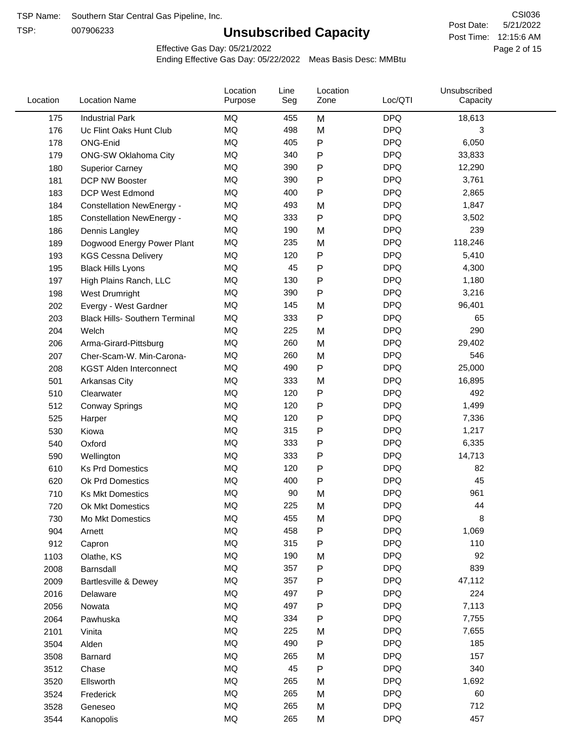TSP Name: Southern Star Central Gas Pipeline, Inc.

TSP: 007906233

# Unsubscribed Capacity

CSI036

Post Date: 5/21/2022

Post Time: 12:15:6 AM

Effective Gas Day: 05/21/2022

Ending Effective Gas Day: 05/22/2022 Meas Basis Desc: MMBtu

| Location | Location Name | Location Purpose | Line Seg | Location Zone | Loc/QTI | Unsubscribed Capacity |
|---|---|---|---|---|---|---|
| 175 | Industrial Park | MQ | 455 | M | DPQ | 18,613 |
| 176 | Uc Flint Oaks Hunt Club | MQ | 498 | M | DPQ | 3 |
| 178 | ONG-Enid | MQ | 405 | P | DPQ | 6,050 |
| 179 | ONG-SW Oklahoma City | MQ | 340 | P | DPQ | 33,833 |
| 180 | Superior Carney | MQ | 390 | P | DPQ | 12,290 |
| 181 | DCP NW Booster | MQ | 390 | P | DPQ | 3,761 |
| 183 | DCP West Edmond | MQ | 400 | P | DPQ | 2,865 |
| 184 | Constellation NewEnergy - | MQ | 493 | M | DPQ | 1,847 |
| 185 | Constellation NewEnergy - | MQ | 333 | P | DPQ | 3,502 |
| 186 | Dennis Langley | MQ | 190 | M | DPQ | 239 |
| 189 | Dogwood Energy Power Plant | MQ | 235 | M | DPQ | 118,246 |
| 193 | KGS Cessna Delivery | MQ | 120 | P | DPQ | 5,410 |
| 195 | Black Hills Lyons | MQ | 45 | P | DPQ | 4,300 |
| 197 | High Plains Ranch, LLC | MQ | 130 | P | DPQ | 1,180 |
| 198 | West Drumright | MQ | 390 | P | DPQ | 3,216 |
| 202 | Evergy - West Gardner | MQ | 145 | M | DPQ | 96,401 |
| 203 | Black Hills- Southern Terminal | MQ | 333 | P | DPQ | 65 |
| 204 | Welch | MQ | 225 | M | DPQ | 290 |
| 206 | Arma-Girard-Pittsburg | MQ | 260 | M | DPQ | 29,402 |
| 207 | Cher-Scam-W. Min-Carona- | MQ | 260 | M | DPQ | 546 |
| 208 | KGST Alden Interconnect | MQ | 490 | P | DPQ | 25,000 |
| 501 | Arkansas City | MQ | 333 | M | DPQ | 16,895 |
| 510 | Clearwater | MQ | 120 | P | DPQ | 492 |
| 512 | Conway Springs | MQ | 120 | P | DPQ | 1,499 |
| 525 | Harper | MQ | 120 | P | DPQ | 7,336 |
| 530 | Kiowa | MQ | 315 | P | DPQ | 1,217 |
| 540 | Oxford | MQ | 333 | P | DPQ | 6,335 |
| 590 | Wellington | MQ | 333 | P | DPQ | 14,713 |
| 610 | Ks Prd Domestics | MQ | 120 | P | DPQ | 82 |
| 620 | Ok Prd Domestics | MQ | 400 | P | DPQ | 45 |
| 710 | Ks Mkt Domestics | MQ | 90 | M | DPQ | 961 |
| 720 | Ok Mkt Domestics | MQ | 225 | M | DPQ | 44 |
| 730 | Mo Mkt Domestics | MQ | 455 | M | DPQ | 8 |
| 904 | Arnett | MQ | 458 | P | DPQ | 1,069 |
| 912 | Capron | MQ | 315 | P | DPQ | 110 |
| 1103 | Olathe, KS | MQ | 190 | M | DPQ | 92 |
| 2008 | Barnsdall | MQ | 357 | P | DPQ | 839 |
| 2009 | Bartlesville & Dewey | MQ | 357 | P | DPQ | 47,112 |
| 2016 | Delaware | MQ | 497 | P | DPQ | 224 |
| 2056 | Nowata | MQ | 497 | P | DPQ | 7,113 |
| 2064 | Pawhuska | MQ | 334 | P | DPQ | 7,755 |
| 2101 | Vinita | MQ | 225 | M | DPQ | 7,655 |
| 3504 | Alden | MQ | 490 | P | DPQ | 185 |
| 3508 | Barnard | MQ | 265 | M | DPQ | 157 |
| 3512 | Chase | MQ | 45 | P | DPQ | 340 |
| 3520 | Ellsworth | MQ | 265 | M | DPQ | 1,692 |
| 3524 | Frederick | MQ | 265 | M | DPQ | 60 |
| 3528 | Geneseo | MQ | 265 | M | DPQ | 712 |
| 3544 | Kanopolis | MQ | 265 | M | DPQ | 457 |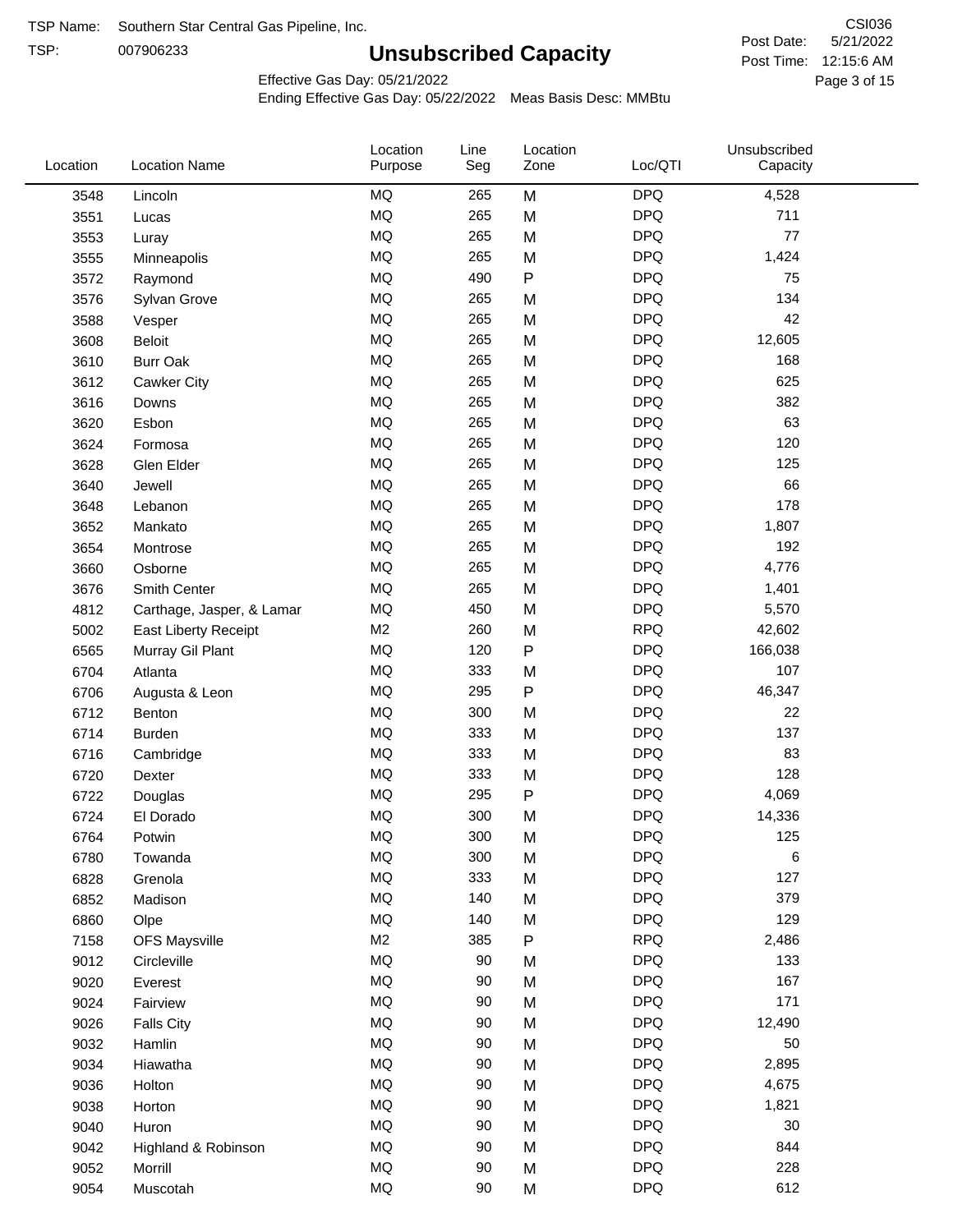TSP Name: Southern Star Central Gas Pipeline, Inc.
TSP: 007906233

CSI036
Post Date: 5/21/2022
Post Time: 12:15:6 AM

# Unsubscribed Capacity

Effective Gas Day: 05/21/2022
Ending Effective Gas Day: 05/22/2022 Meas Basis Desc: MMBtu

| Location | Location Name | Location Purpose | Line Seg | Location Zone | Loc/QTI | Unsubscribed Capacity |
|---|---|---|---|---|---|---|
| 3548 | Lincoln | MQ | 265 | M | DPQ | 4,528 |
| 3551 | Lucas | MQ | 265 | M | DPQ | 711 |
| 3553 | Luray | MQ | 265 | M | DPQ | 77 |
| 3555 | Minneapolis | MQ | 265 | M | DPQ | 1,424 |
| 3572 | Raymond | MQ | 490 | P | DPQ | 75 |
| 3576 | Sylvan Grove | MQ | 265 | M | DPQ | 134 |
| 3588 | Vesper | MQ | 265 | M | DPQ | 42 |
| 3608 | Beloit | MQ | 265 | M | DPQ | 12,605 |
| 3610 | Burr Oak | MQ | 265 | M | DPQ | 168 |
| 3612 | Cawker City | MQ | 265 | M | DPQ | 625 |
| 3616 | Downs | MQ | 265 | M | DPQ | 382 |
| 3620 | Esbon | MQ | 265 | M | DPQ | 63 |
| 3624 | Formosa | MQ | 265 | M | DPQ | 120 |
| 3628 | Glen Elder | MQ | 265 | M | DPQ | 125 |
| 3640 | Jewell | MQ | 265 | M | DPQ | 66 |
| 3648 | Lebanon | MQ | 265 | M | DPQ | 178 |
| 3652 | Mankato | MQ | 265 | M | DPQ | 1,807 |
| 3654 | Montrose | MQ | 265 | M | DPQ | 192 |
| 3660 | Osborne | MQ | 265 | M | DPQ | 4,776 |
| 3676 | Smith Center | MQ | 265 | M | DPQ | 1,401 |
| 4812 | Carthage, Jasper, & Lamar | MQ | 450 | M | DPQ | 5,570 |
| 5002 | East Liberty Receipt | M2 | 260 | M | RPQ | 42,602 |
| 6565 | Murray Gil Plant | MQ | 120 | P | DPQ | 166,038 |
| 6704 | Atlanta | MQ | 333 | M | DPQ | 107 |
| 6706 | Augusta & Leon | MQ | 295 | P | DPQ | 46,347 |
| 6712 | Benton | MQ | 300 | M | DPQ | 22 |
| 6714 | Burden | MQ | 333 | M | DPQ | 137 |
| 6716 | Cambridge | MQ | 333 | M | DPQ | 83 |
| 6720 | Dexter | MQ | 333 | M | DPQ | 128 |
| 6722 | Douglas | MQ | 295 | P | DPQ | 4,069 |
| 6724 | El Dorado | MQ | 300 | M | DPQ | 14,336 |
| 6764 | Potwin | MQ | 300 | M | DPQ | 125 |
| 6780 | Towanda | MQ | 300 | M | DPQ | 6 |
| 6828 | Grenola | MQ | 333 | M | DPQ | 127 |
| 6852 | Madison | MQ | 140 | M | DPQ | 379 |
| 6860 | Olpe | MQ | 140 | M | DPQ | 129 |
| 7158 | OFS Maysville | M2 | 385 | P | RPQ | 2,486 |
| 9012 | Circleville | MQ | 90 | M | DPQ | 133 |
| 9020 | Everest | MQ | 90 | M | DPQ | 167 |
| 9024 | Fairview | MQ | 90 | M | DPQ | 171 |
| 9026 | Falls City | MQ | 90 | M | DPQ | 12,490 |
| 9032 | Hamlin | MQ | 90 | M | DPQ | 50 |
| 9034 | Hiawatha | MQ | 90 | M | DPQ | 2,895 |
| 9036 | Holton | MQ | 90 | M | DPQ | 4,675 |
| 9038 | Horton | MQ | 90 | M | DPQ | 1,821 |
| 9040 | Huron | MQ | 90 | M | DPQ | 30 |
| 9042 | Highland & Robinson | MQ | 90 | M | DPQ | 844 |
| 9052 | Morrill | MQ | 90 | M | DPQ | 228 |
| 9054 | Muscotah | MQ | 90 | M | DPQ | 612 |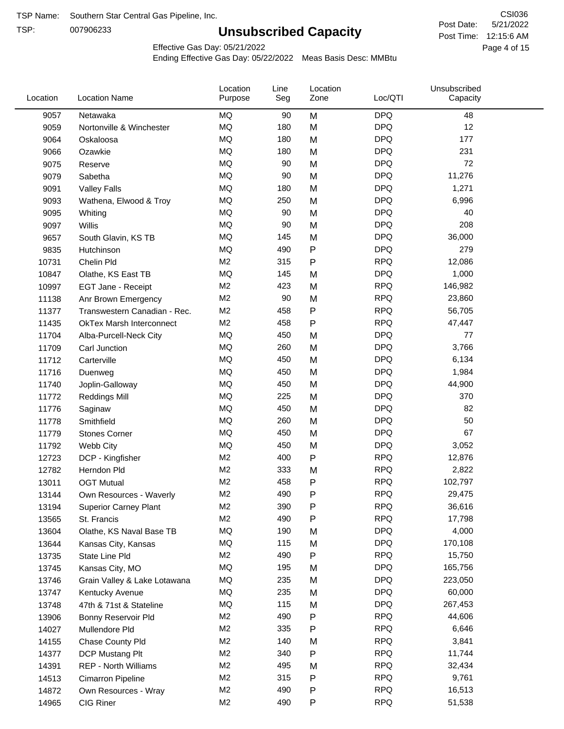TSP Name: Southern Star Central Gas Pipeline, Inc.

TSP: 007906233

# Unsubscribed Capacity

CSI036

Post Date: 5/21/2022

Post Time: 12:15:6 AM

Effective Gas Day: 05/21/2022

Ending Effective Gas Day: 05/22/2022 Meas Basis Desc: MMBtu

| Location | Location Name | Location Purpose | Line Seg | Location Zone | Loc/QTI | Unsubscribed Capacity |
|---|---|---|---|---|---|---|
| 9057 | Netawaka | MQ | 90 | M | DPQ | 48 |
| 9059 | Nortonville & Winchester | MQ | 180 | M | DPQ | 12 |
| 9064 | Oskaloosa | MQ | 180 | M | DPQ | 177 |
| 9066 | Ozawkie | MQ | 180 | M | DPQ | 231 |
| 9075 | Reserve | MQ | 90 | M | DPQ | 72 |
| 9079 | Sabetha | MQ | 90 | M | DPQ | 11,276 |
| 9091 | Valley Falls | MQ | 180 | M | DPQ | 1,271 |
| 9093 | Wathena, Elwood & Troy | MQ | 250 | M | DPQ | 6,996 |
| 9095 | Whiting | MQ | 90 | M | DPQ | 40 |
| 9097 | Willis | MQ | 90 | M | DPQ | 208 |
| 9657 | South Glavin, KS TB | MQ | 145 | M | DPQ | 36,000 |
| 9835 | Hutchinson | MQ | 490 | P | DPQ | 279 |
| 10731 | Chelin Pld | M2 | 315 | P | RPQ | 12,086 |
| 10847 | Olathe, KS East TB | MQ | 145 | M | DPQ | 1,000 |
| 10997 | EGT Jane - Receipt | M2 | 423 | M | RPQ | 146,982 |
| 11138 | Anr Brown Emergency | M2 | 90 | M | RPQ | 23,860 |
| 11377 | Transwestern Canadian - Rec. | M2 | 458 | P | RPQ | 56,705 |
| 11435 | OkTex Marsh Interconnect | M2 | 458 | P | RPQ | 47,447 |
| 11704 | Alba-Purcell-Neck City | MQ | 450 | M | DPQ | 77 |
| 11709 | Carl Junction | MQ | 260 | M | DPQ | 3,766 |
| 11712 | Carterville | MQ | 450 | M | DPQ | 6,134 |
| 11716 | Duenweg | MQ | 450 | M | DPQ | 1,984 |
| 11740 | Joplin-Galloway | MQ | 450 | M | DPQ | 44,900 |
| 11772 | Reddings Mill | MQ | 225 | M | DPQ | 370 |
| 11776 | Saginaw | MQ | 450 | M | DPQ | 82 |
| 11778 | Smithfield | MQ | 260 | M | DPQ | 50 |
| 11779 | Stones Corner | MQ | 450 | M | DPQ | 67 |
| 11792 | Webb City | MQ | 450 | M | DPQ | 3,052 |
| 12723 | DCP - Kingfisher | M2 | 400 | P | RPQ | 12,876 |
| 12782 | Herndon Pld | M2 | 333 | M | RPQ | 2,822 |
| 13011 | OGT Mutual | M2 | 458 | P | RPQ | 102,797 |
| 13144 | Own Resources - Waverly | M2 | 490 | P | RPQ | 29,475 |
| 13194 | Superior Carney Plant | M2 | 390 | P | RPQ | 36,616 |
| 13565 | St. Francis | M2 | 490 | P | RPQ | 17,798 |
| 13604 | Olathe, KS Naval Base TB | MQ | 190 | M | DPQ | 4,000 |
| 13644 | Kansas City, Kansas | MQ | 115 | M | DPQ | 170,108 |
| 13735 | State Line Pld | M2 | 490 | P | RPQ | 15,750 |
| 13745 | Kansas City, MO | MQ | 195 | M | DPQ | 165,756 |
| 13746 | Grain Valley & Lake Lotawana | MQ | 235 | M | DPQ | 223,050 |
| 13747 | Kentucky Avenue | MQ | 235 | M | DPQ | 60,000 |
| 13748 | 47th & 71st & Stateline | MQ | 115 | M | DPQ | 267,453 |
| 13906 | Bonny Reservoir Pld | M2 | 490 | P | RPQ | 44,606 |
| 14027 | Mullendore Pld | M2 | 335 | P | RPQ | 6,646 |
| 14155 | Chase County Pld | M2 | 140 | M | RPQ | 3,841 |
| 14377 | DCP Mustang Plt | M2 | 340 | P | RPQ | 11,744 |
| 14391 | REP - North Williams | M2 | 495 | M | RPQ | 32,434 |
| 14513 | Cimarron Pipeline | M2 | 315 | P | RPQ | 9,761 |
| 14872 | Own Resources - Wray | M2 | 490 | P | RPQ | 16,513 |
| 14965 | CIG Riner | M2 | 490 | P | RPQ | 51,538 |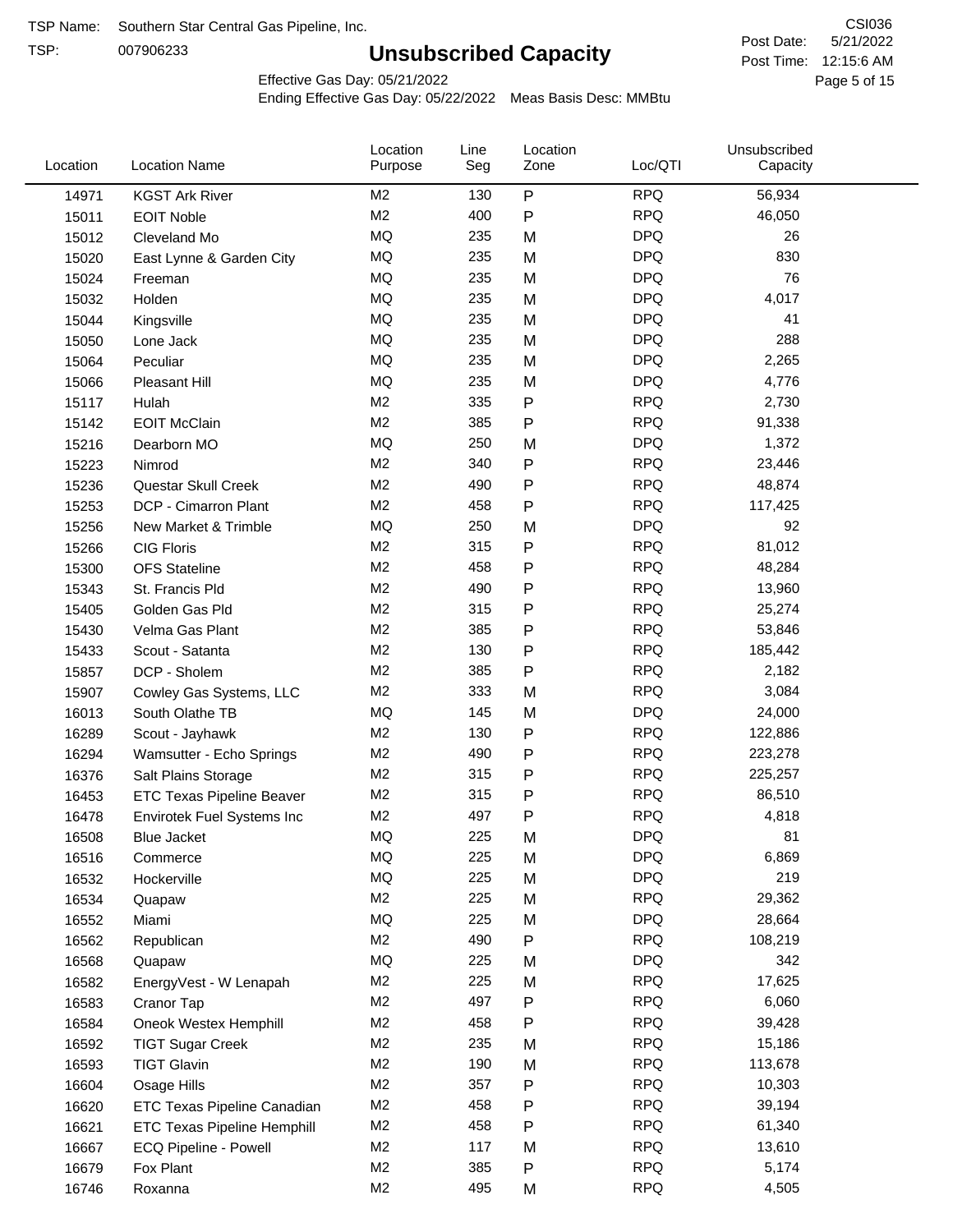TSP Name: Southern Star Central Gas Pipeline, Inc.

TSP: 007906233

# Unsubscribed Capacity

CSI036

Post Date: 5/21/2022

Post Time: 12:15:6 AM

Effective Gas Day: 05/21/2022

Ending Effective Gas Day: 05/22/2022 Meas Basis Desc: MMBtu

| Location | Location Name | Location Purpose | Line Seg | Location Zone | Loc/QTI | Unsubscribed Capacity |
|---|---|---|---|---|---|---|
| 14971 | KGST Ark River | M2 | 130 | P | RPQ | 56,934 |
| 15011 | EOIT Noble | M2 | 400 | P | RPQ | 46,050 |
| 15012 | Cleveland Mo | MQ | 235 | M | DPQ | 26 |
| 15020 | East Lynne & Garden City | MQ | 235 | M | DPQ | 830 |
| 15024 | Freeman | MQ | 235 | M | DPQ | 76 |
| 15032 | Holden | MQ | 235 | M | DPQ | 4,017 |
| 15044 | Kingsville | MQ | 235 | M | DPQ | 41 |
| 15050 | Lone Jack | MQ | 235 | M | DPQ | 288 |
| 15064 | Peculiar | MQ | 235 | M | DPQ | 2,265 |
| 15066 | Pleasant Hill | MQ | 235 | M | DPQ | 4,776 |
| 15117 | Hulah | M2 | 335 | P | RPQ | 2,730 |
| 15142 | EOIT McClain | M2 | 385 | P | RPQ | 91,338 |
| 15216 | Dearborn MO | MQ | 250 | M | DPQ | 1,372 |
| 15223 | Nimrod | M2 | 340 | P | RPQ | 23,446 |
| 15236 | Questar Skull Creek | M2 | 490 | P | RPQ | 48,874 |
| 15253 | DCP - Cimarron Plant | M2 | 458 | P | RPQ | 117,425 |
| 15256 | New Market & Trimble | MQ | 250 | M | DPQ | 92 |
| 15266 | CIG Floris | M2 | 315 | P | RPQ | 81,012 |
| 15300 | OFS Stateline | M2 | 458 | P | RPQ | 48,284 |
| 15343 | St. Francis Pld | M2 | 490 | P | RPQ | 13,960 |
| 15405 | Golden Gas Pld | M2 | 315 | P | RPQ | 25,274 |
| 15430 | Velma Gas Plant | M2 | 385 | P | RPQ | 53,846 |
| 15433 | Scout - Satanta | M2 | 130 | P | RPQ | 185,442 |
| 15857 | DCP - Sholem | M2 | 385 | P | RPQ | 2,182 |
| 15907 | Cowley Gas Systems, LLC | M2 | 333 | M | RPQ | 3,084 |
| 16013 | South Olathe TB | MQ | 145 | M | DPQ | 24,000 |
| 16289 | Scout - Jayhawk | M2 | 130 | P | RPQ | 122,886 |
| 16294 | Wamsutter - Echo Springs | M2 | 490 | P | RPQ | 223,278 |
| 16376 | Salt Plains Storage | M2 | 315 | P | RPQ | 225,257 |
| 16453 | ETC Texas Pipeline Beaver | M2 | 315 | P | RPQ | 86,510 |
| 16478 | Envirotek Fuel Systems Inc | M2 | 497 | P | RPQ | 4,818 |
| 16508 | Blue Jacket | MQ | 225 | M | DPQ | 81 |
| 16516 | Commerce | MQ | 225 | M | DPQ | 6,869 |
| 16532 | Hockerville | MQ | 225 | M | DPQ | 219 |
| 16534 | Quapaw | M2 | 225 | M | RPQ | 29,362 |
| 16552 | Miami | MQ | 225 | M | DPQ | 28,664 |
| 16562 | Republican | M2 | 490 | P | RPQ | 108,219 |
| 16568 | Quapaw | MQ | 225 | M | DPQ | 342 |
| 16582 | EnergyVest - W Lenapah | M2 | 225 | M | RPQ | 17,625 |
| 16583 | Cranor Tap | M2 | 497 | P | RPQ | 6,060 |
| 16584 | Oneok Westex Hemphill | M2 | 458 | P | RPQ | 39,428 |
| 16592 | TIGT Sugar Creek | M2 | 235 | M | RPQ | 15,186 |
| 16593 | TIGT Glavin | M2 | 190 | M | RPQ | 113,678 |
| 16604 | Osage Hills | M2 | 357 | P | RPQ | 10,303 |
| 16620 | ETC Texas Pipeline Canadian | M2 | 458 | P | RPQ | 39,194 |
| 16621 | ETC Texas Pipeline Hemphill | M2 | 458 | P | RPQ | 61,340 |
| 16667 | ECQ Pipeline - Powell | M2 | 117 | M | RPQ | 13,610 |
| 16679 | Fox Plant | M2 | 385 | P | RPQ | 5,174 |
| 16746 | Roxanna | M2 | 495 | M | RPQ | 4,505 |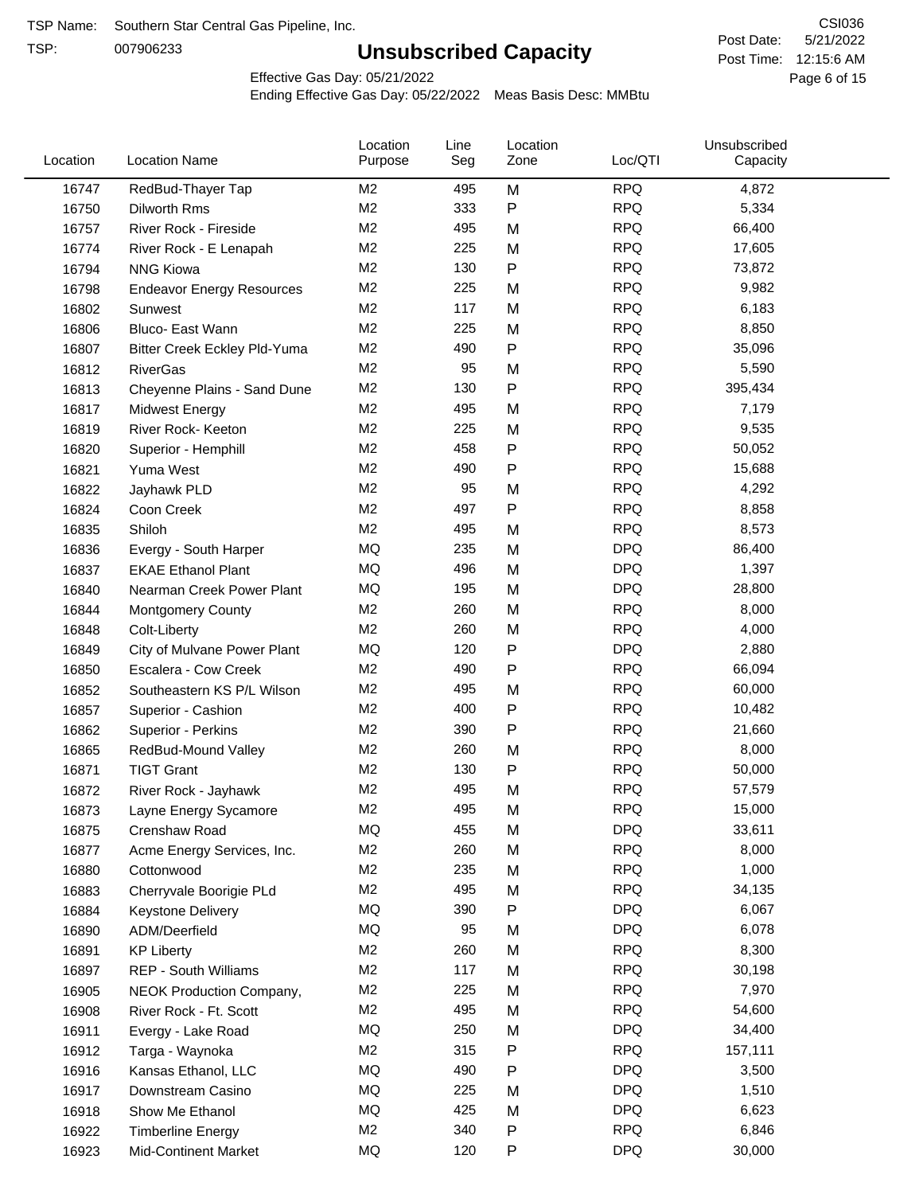TSP Name: Southern Star Central Gas Pipeline, Inc.
TSP: 007906233

# Unsubscribed Capacity

CSI036
Post Date: 5/21/2022
Post Time: 12:15:6 AM

Effective Gas Day: 05/21/2022
Ending Effective Gas Day: 05/22/2022 Meas Basis Desc: MMBtu

| Location | Location Name | Location Purpose | Line Seg | Location Zone | Loc/QTI | Unsubscribed Capacity |
|---|---|---|---|---|---|---|
| 16747 | RedBud-Thayer Tap | M2 | 495 | M | RPQ | 4,872 |
| 16750 | Dilworth Rms | M2 | 333 | P | RPQ | 5,334 |
| 16757 | River Rock - Fireside | M2 | 495 | M | RPQ | 66,400 |
| 16774 | River Rock - E Lenapah | M2 | 225 | M | RPQ | 17,605 |
| 16794 | NNG Kiowa | M2 | 130 | P | RPQ | 73,872 |
| 16798 | Endeavor Energy Resources | M2 | 225 | M | RPQ | 9,982 |
| 16802 | Sunwest | M2 | 117 | M | RPQ | 6,183 |
| 16806 | Bluco- East Wann | M2 | 225 | M | RPQ | 8,850 |
| 16807 | Bitter Creek Eckley Pld-Yuma | M2 | 490 | P | RPQ | 35,096 |
| 16812 | RiverGas | M2 | 95 | M | RPQ | 5,590 |
| 16813 | Cheyenne Plains - Sand Dune | M2 | 130 | P | RPQ | 395,434 |
| 16817 | Midwest Energy | M2 | 495 | M | RPQ | 7,179 |
| 16819 | River Rock- Keeton | M2 | 225 | M | RPQ | 9,535 |
| 16820 | Superior - Hemphill | M2 | 458 | P | RPQ | 50,052 |
| 16821 | Yuma West | M2 | 490 | P | RPQ | 15,688 |
| 16822 | Jayhawk PLD | M2 | 95 | M | RPQ | 4,292 |
| 16824 | Coon Creek | M2 | 497 | P | RPQ | 8,858 |
| 16835 | Shiloh | M2 | 495 | M | RPQ | 8,573 |
| 16836 | Evergy - South Harper | MQ | 235 | M | DPQ | 86,400 |
| 16837 | EKAE Ethanol Plant | MQ | 496 | M | DPQ | 1,397 |
| 16840 | Nearman Creek Power Plant | MQ | 195 | M | DPQ | 28,800 |
| 16844 | Montgomery County | M2 | 260 | M | RPQ | 8,000 |
| 16848 | Colt-Liberty | M2 | 260 | M | RPQ | 4,000 |
| 16849 | City of Mulvane Power Plant | MQ | 120 | P | DPQ | 2,880 |
| 16850 | Escalera - Cow Creek | M2 | 490 | P | RPQ | 66,094 |
| 16852 | Southeastern KS P/L Wilson | M2 | 495 | M | RPQ | 60,000 |
| 16857 | Superior - Cashion | M2 | 400 | P | RPQ | 10,482 |
| 16862 | Superior - Perkins | M2 | 390 | P | RPQ | 21,660 |
| 16865 | RedBud-Mound Valley | M2 | 260 | M | RPQ | 8,000 |
| 16871 | TIGT Grant | M2 | 130 | P | RPQ | 50,000 |
| 16872 | River Rock - Jayhawk | M2 | 495 | M | RPQ | 57,579 |
| 16873 | Layne Energy Sycamore | M2 | 495 | M | RPQ | 15,000 |
| 16875 | Crenshaw Road | MQ | 455 | M | DPQ | 33,611 |
| 16877 | Acme Energy Services, Inc. | M2 | 260 | M | RPQ | 8,000 |
| 16880 | Cottonwood | M2 | 235 | M | RPQ | 1,000 |
| 16883 | Cherryvale Boorigie PLd | M2 | 495 | M | RPQ | 34,135 |
| 16884 | Keystone Delivery | MQ | 390 | P | DPQ | 6,067 |
| 16890 | ADM/Deerfield | MQ | 95 | M | DPQ | 6,078 |
| 16891 | KP Liberty | M2 | 260 | M | RPQ | 8,300 |
| 16897 | REP - South Williams | M2 | 117 | M | RPQ | 30,198 |
| 16905 | NEOK Production Company, | M2 | 225 | M | RPQ | 7,970 |
| 16908 | River Rock - Ft. Scott | M2 | 495 | M | RPQ | 54,600 |
| 16911 | Evergy - Lake Road | MQ | 250 | M | DPQ | 34,400 |
| 16912 | Targa - Waynoka | M2 | 315 | P | RPQ | 157,111 |
| 16916 | Kansas Ethanol, LLC | MQ | 490 | P | DPQ | 3,500 |
| 16917 | Downstream Casino | MQ | 225 | M | DPQ | 1,510 |
| 16918 | Show Me Ethanol | MQ | 425 | M | DPQ | 6,623 |
| 16922 | Timberline Energy | M2 | 340 | P | RPQ | 6,846 |
| 16923 | Mid-Continent Market | MQ | 120 | P | DPQ | 30,000 |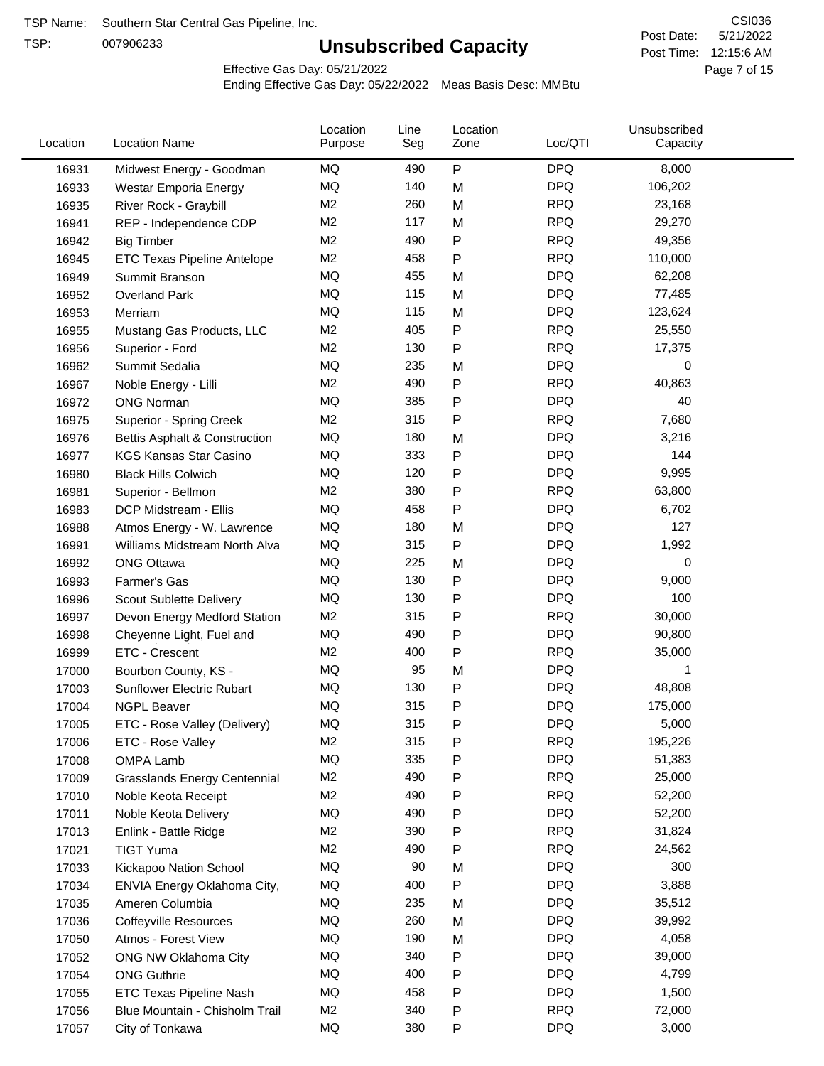TSP Name: Southern Star Central Gas Pipeline, Inc.
TSP: 007906233

# Unsubscribed Capacity

CSI036
Post Date: 5/21/2022
Post Time: 12:15:6 AM

Effective Gas Day: 05/21/2022
Ending Effective Gas Day: 05/22/2022 Meas Basis Desc: MMBtu

| Location | Location Name | Location Purpose | Line Seg | Location Zone | Loc/QTI | Unsubscribed Capacity |
|---|---|---|---|---|---|---|
| 16931 | Midwest Energy - Goodman | MQ | 490 | P | DPQ | 8,000 |
| 16933 | Westar Emporia Energy | MQ | 140 | M | DPQ | 106,202 |
| 16935 | River Rock - Graybill | M2 | 260 | M | RPQ | 23,168 |
| 16941 | REP - Independence CDP | M2 | 117 | M | RPQ | 29,270 |
| 16942 | Big Timber | M2 | 490 | P | RPQ | 49,356 |
| 16945 | ETC Texas Pipeline Antelope | M2 | 458 | P | RPQ | 110,000 |
| 16949 | Summit Branson | MQ | 455 | M | DPQ | 62,208 |
| 16952 | Overland Park | MQ | 115 | M | DPQ | 77,485 |
| 16953 | Merriam | MQ | 115 | M | DPQ | 123,624 |
| 16955 | Mustang Gas Products, LLC | M2 | 405 | P | RPQ | 25,550 |
| 16956 | Superior - Ford | M2 | 130 | P | RPQ | 17,375 |
| 16962 | Summit Sedalia | MQ | 235 | M | DPQ | 0 |
| 16967 | Noble Energy - Lilli | M2 | 490 | P | RPQ | 40,863 |
| 16972 | ONG Norman | MQ | 385 | P | DPQ | 40 |
| 16975 | Superior - Spring Creek | M2 | 315 | P | RPQ | 7,680 |
| 16976 | Bettis Asphalt & Construction | MQ | 180 | M | DPQ | 3,216 |
| 16977 | KGS Kansas Star Casino | MQ | 333 | P | DPQ | 144 |
| 16980 | Black Hills Colwich | MQ | 120 | P | DPQ | 9,995 |
| 16981 | Superior - Bellmon | M2 | 380 | P | RPQ | 63,800 |
| 16983 | DCP Midstream - Ellis | MQ | 458 | P | DPQ | 6,702 |
| 16988 | Atmos Energy - W. Lawrence | MQ | 180 | M | DPQ | 127 |
| 16991 | Williams Midstream North Alva | MQ | 315 | P | DPQ | 1,992 |
| 16992 | ONG Ottawa | MQ | 225 | M | DPQ | 0 |
| 16993 | Farmer's Gas | MQ | 130 | P | DPQ | 9,000 |
| 16996 | Scout Sublette Delivery | MQ | 130 | P | DPQ | 100 |
| 16997 | Devon Energy Medford Station | M2 | 315 | P | RPQ | 30,000 |
| 16998 | Cheyenne Light, Fuel and | MQ | 490 | P | DPQ | 90,800 |
| 16999 | ETC - Crescent | M2 | 400 | P | RPQ | 35,000 |
| 17000 | Bourbon County, KS - | MQ | 95 | M | DPQ | 1 |
| 17003 | Sunflower Electric Rubart | MQ | 130 | P | DPQ | 48,808 |
| 17004 | NGPL Beaver | MQ | 315 | P | DPQ | 175,000 |
| 17005 | ETC - Rose Valley (Delivery) | MQ | 315 | P | DPQ | 5,000 |
| 17006 | ETC - Rose Valley | M2 | 315 | P | RPQ | 195,226 |
| 17008 | OMPA Lamb | MQ | 335 | P | DPQ | 51,383 |
| 17009 | Grasslands Energy Centennial | M2 | 490 | P | RPQ | 25,000 |
| 17010 | Noble Keota Receipt | M2 | 490 | P | RPQ | 52,200 |
| 17011 | Noble Keota Delivery | MQ | 490 | P | DPQ | 52,200 |
| 17013 | Enlink - Battle Ridge | M2 | 390 | P | RPQ | 31,824 |
| 17021 | TIGT Yuma | M2 | 490 | P | RPQ | 24,562 |
| 17033 | Kickapoo Nation School | MQ | 90 | M | DPQ | 300 |
| 17034 | ENVIA Energy Oklahoma City, | MQ | 400 | P | DPQ | 3,888 |
| 17035 | Ameren Columbia | MQ | 235 | M | DPQ | 35,512 |
| 17036 | Coffeyville Resources | MQ | 260 | M | DPQ | 39,992 |
| 17050 | Atmos - Forest View | MQ | 190 | M | DPQ | 4,058 |
| 17052 | ONG NW Oklahoma City | MQ | 340 | P | DPQ | 39,000 |
| 17054 | ONG Guthrie | MQ | 400 | P | DPQ | 4,799 |
| 17055 | ETC Texas Pipeline Nash | MQ | 458 | P | DPQ | 1,500 |
| 17056 | Blue Mountain - Chisholm Trail | M2 | 340 | P | RPQ | 72,000 |
| 17057 | City of Tonkawa | MQ | 380 | P | DPQ | 3,000 |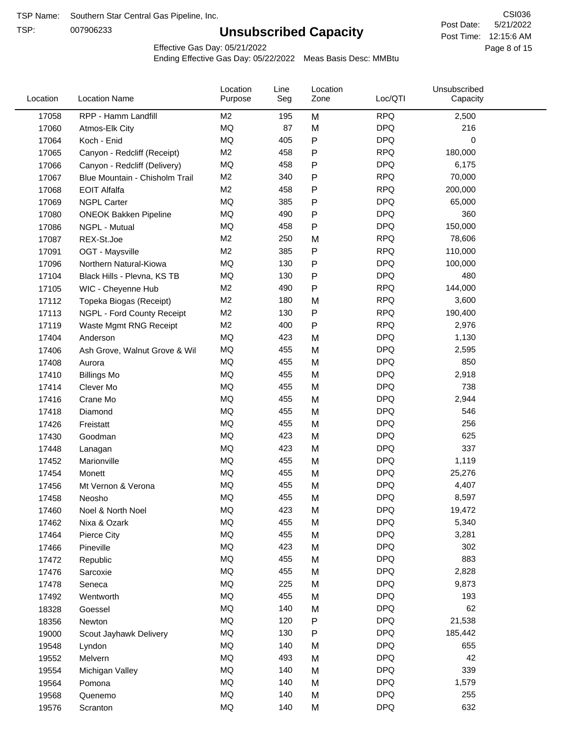TSP Name: Southern Star Central Gas Pipeline, Inc.

TSP: 007906233

# Unsubscribed Capacity

CSI036

Post Date: 5/21/2022

Post Time: 12:15:6 AM

Effective Gas Day: 05/21/2022

Ending Effective Gas Day: 05/22/2022 Meas Basis Desc: MMBtu

| Location | Location Name | Location Purpose | Line Seg | Location Zone | Loc/QTI | Unsubscribed Capacity |
|---|---|---|---|---|---|---|
| 17058 | RPP - Hamm Landfill | M2 | 195 | M | RPQ | 2,500 |
| 17060 | Atmos-Elk City | MQ | 87 | M | DPQ | 216 |
| 17064 | Koch - Enid | MQ | 405 | P | DPQ | 0 |
| 17065 | Canyon - Redcliff (Receipt) | M2 | 458 | P | RPQ | 180,000 |
| 17066 | Canyon - Redcliff (Delivery) | MQ | 458 | P | DPQ | 6,175 |
| 17067 | Blue Mountain - Chisholm Trail | M2 | 340 | P | RPQ | 70,000 |
| 17068 | EOIT Alfalfa | M2 | 458 | P | RPQ | 200,000 |
| 17069 | NGPL Carter | MQ | 385 | P | DPQ | 65,000 |
| 17080 | ONEOK Bakken Pipeline | MQ | 490 | P | DPQ | 360 |
| 17086 | NGPL - Mutual | MQ | 458 | P | DPQ | 150,000 |
| 17087 | REX-St.Joe | M2 | 250 | M | RPQ | 78,606 |
| 17091 | OGT - Maysville | M2 | 385 | P | RPQ | 110,000 |
| 17096 | Northern Natural-Kiowa | MQ | 130 | P | DPQ | 100,000 |
| 17104 | Black Hills - Plevna, KS TB | MQ | 130 | P | DPQ | 480 |
| 17105 | WIC - Cheyenne Hub | M2 | 490 | P | RPQ | 144,000 |
| 17112 | Topeka Biogas (Receipt) | M2 | 180 | M | RPQ | 3,600 |
| 17113 | NGPL - Ford County Receipt | M2 | 130 | P | RPQ | 190,400 |
| 17119 | Waste Mgmt RNG Receipt | M2 | 400 | P | RPQ | 2,976 |
| 17404 | Anderson | MQ | 423 | M | DPQ | 1,130 |
| 17406 | Ash Grove, Walnut Grove & Wil | MQ | 455 | M | DPQ | 2,595 |
| 17408 | Aurora | MQ | 455 | M | DPQ | 850 |
| 17410 | Billings Mo | MQ | 455 | M | DPQ | 2,918 |
| 17414 | Clever Mo | MQ | 455 | M | DPQ | 738 |
| 17416 | Crane Mo | MQ | 455 | M | DPQ | 2,944 |
| 17418 | Diamond | MQ | 455 | M | DPQ | 546 |
| 17426 | Freistatt | MQ | 455 | M | DPQ | 256 |
| 17430 | Goodman | MQ | 423 | M | DPQ | 625 |
| 17448 | Lanagan | MQ | 423 | M | DPQ | 337 |
| 17452 | Marionville | MQ | 455 | M | DPQ | 1,119 |
| 17454 | Monett | MQ | 455 | M | DPQ | 25,276 |
| 17456 | Mt Vernon & Verona | MQ | 455 | M | DPQ | 4,407 |
| 17458 | Neosho | MQ | 455 | M | DPQ | 8,597 |
| 17460 | Noel & North Noel | MQ | 423 | M | DPQ | 19,472 |
| 17462 | Nixa & Ozark | MQ | 455 | M | DPQ | 5,340 |
| 17464 | Pierce City | MQ | 455 | M | DPQ | 3,281 |
| 17466 | Pineville | MQ | 423 | M | DPQ | 302 |
| 17472 | Republic | MQ | 455 | M | DPQ | 883 |
| 17476 | Sarcoxie | MQ | 455 | M | DPQ | 2,828 |
| 17478 | Seneca | MQ | 225 | M | DPQ | 9,873 |
| 17492 | Wentworth | MQ | 455 | M | DPQ | 193 |
| 18328 | Goessel | MQ | 140 | M | DPQ | 62 |
| 18356 | Newton | MQ | 120 | P | DPQ | 21,538 |
| 19000 | Scout Jayhawk Delivery | MQ | 130 | P | DPQ | 185,442 |
| 19548 | Lyndon | MQ | 140 | M | DPQ | 655 |
| 19552 | Melvern | MQ | 493 | M | DPQ | 42 |
| 19554 | Michigan Valley | MQ | 140 | M | DPQ | 339 |
| 19564 | Pomona | MQ | 140 | M | DPQ | 1,579 |
| 19568 | Quenemo | MQ | 140 | M | DPQ | 255 |
| 19576 | Scranton | MQ | 140 | M | DPQ | 632 |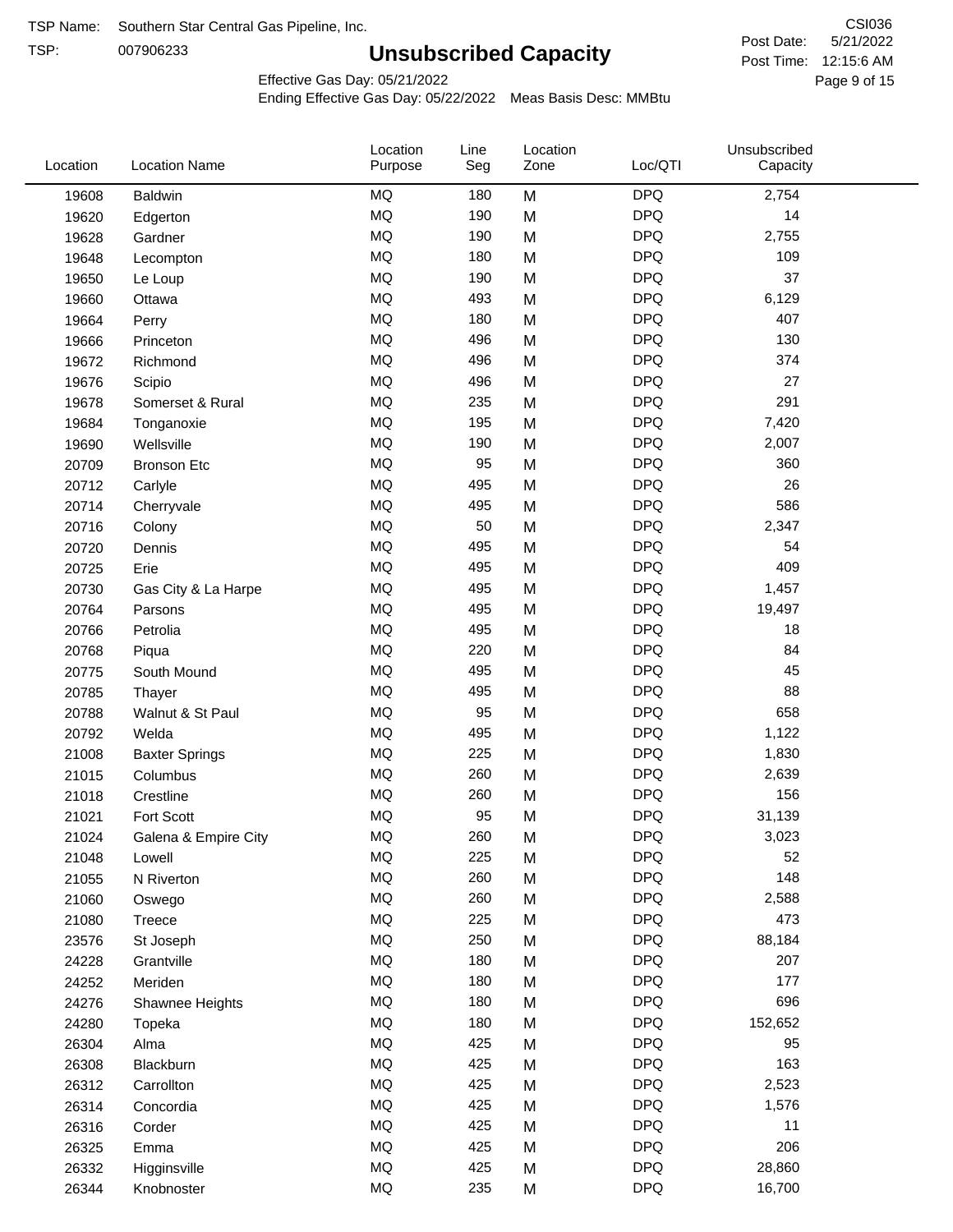TSP Name: Southern Star Central Gas Pipeline, Inc.
TSP: 007906233

# Unsubscribed Capacity

CSI036
Post Date: 5/21/2022
Post Time: 12:15:6 AM

Effective Gas Day: 05/21/2022
Ending Effective Gas Day: 05/22/2022 Meas Basis Desc: MMBtu

| Location | Location Name | Location Purpose | Line Seg | Location Zone | Loc/QTI | Unsubscribed Capacity |
|---|---|---|---|---|---|---|
| 19608 | Baldwin | MQ | 180 | M | DPQ | 2,754 |
| 19620 | Edgerton | MQ | 190 | M | DPQ | 14 |
| 19628 | Gardner | MQ | 190 | M | DPQ | 2,755 |
| 19648 | Lecompton | MQ | 180 | M | DPQ | 109 |
| 19650 | Le Loup | MQ | 190 | M | DPQ | 37 |
| 19660 | Ottawa | MQ | 493 | M | DPQ | 6,129 |
| 19664 | Perry | MQ | 180 | M | DPQ | 407 |
| 19666 | Princeton | MQ | 496 | M | DPQ | 130 |
| 19672 | Richmond | MQ | 496 | M | DPQ | 374 |
| 19676 | Scipio | MQ | 496 | M | DPQ | 27 |
| 19678 | Somerset & Rural | MQ | 235 | M | DPQ | 291 |
| 19684 | Tonganoxie | MQ | 195 | M | DPQ | 7,420 |
| 19690 | Wellsville | MQ | 190 | M | DPQ | 2,007 |
| 20709 | Bronson Etc | MQ | 95 | M | DPQ | 360 |
| 20712 | Carlyle | MQ | 495 | M | DPQ | 26 |
| 20714 | Cherryvale | MQ | 495 | M | DPQ | 586 |
| 20716 | Colony | MQ | 50 | M | DPQ | 2,347 |
| 20720 | Dennis | MQ | 495 | M | DPQ | 54 |
| 20725 | Erie | MQ | 495 | M | DPQ | 409 |
| 20730 | Gas City & La Harpe | MQ | 495 | M | DPQ | 1,457 |
| 20764 | Parsons | MQ | 495 | M | DPQ | 19,497 |
| 20766 | Petrolia | MQ | 495 | M | DPQ | 18 |
| 20768 | Piqua | MQ | 220 | M | DPQ | 84 |
| 20775 | South Mound | MQ | 495 | M | DPQ | 45 |
| 20785 | Thayer | MQ | 495 | M | DPQ | 88 |
| 20788 | Walnut & St Paul | MQ | 95 | M | DPQ | 658 |
| 20792 | Welda | MQ | 495 | M | DPQ | 1,122 |
| 21008 | Baxter Springs | MQ | 225 | M | DPQ | 1,830 |
| 21015 | Columbus | MQ | 260 | M | DPQ | 2,639 |
| 21018 | Crestline | MQ | 260 | M | DPQ | 156 |
| 21021 | Fort Scott | MQ | 95 | M | DPQ | 31,139 |
| 21024 | Galena & Empire City | MQ | 260 | M | DPQ | 3,023 |
| 21048 | Lowell | MQ | 225 | M | DPQ | 52 |
| 21055 | N Riverton | MQ | 260 | M | DPQ | 148 |
| 21060 | Oswego | MQ | 260 | M | DPQ | 2,588 |
| 21080 | Treece | MQ | 225 | M | DPQ | 473 |
| 23576 | St Joseph | MQ | 250 | M | DPQ | 88,184 |
| 24228 | Grantville | MQ | 180 | M | DPQ | 207 |
| 24252 | Meriden | MQ | 180 | M | DPQ | 177 |
| 24276 | Shawnee Heights | MQ | 180 | M | DPQ | 696 |
| 24280 | Topeka | MQ | 180 | M | DPQ | 152,652 |
| 26304 | Alma | MQ | 425 | M | DPQ | 95 |
| 26308 | Blackburn | MQ | 425 | M | DPQ | 163 |
| 26312 | Carrollton | MQ | 425 | M | DPQ | 2,523 |
| 26314 | Concordia | MQ | 425 | M | DPQ | 1,576 |
| 26316 | Corder | MQ | 425 | M | DPQ | 11 |
| 26325 | Emma | MQ | 425 | M | DPQ | 206 |
| 26332 | Higginsville | MQ | 425 | M | DPQ | 28,860 |
| 26344 | Knobnoster | MQ | 235 | M | DPQ | 16,700 |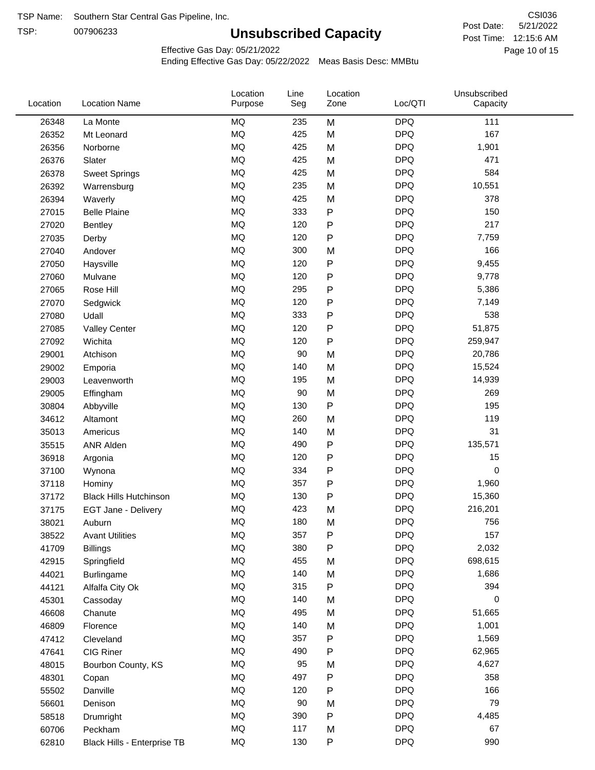TSP Name: Southern Star Central Gas Pipeline, Inc.

TSP: 007906233

# Unsubscribed Capacity

CSI036

Post Date: 5/21/2022

Post Time: 12:15:6 AM

Effective Gas Day: 05/21/2022

Ending Effective Gas Day: 05/22/2022 Meas Basis Desc: MMBtu

| Location | Location Name | Location Purpose | Line Seg | Location Zone | Loc/QTI | Unsubscribed Capacity |
|---|---|---|---|---|---|---|
| 26348 | La Monte | MQ | 235 | M | DPQ | 111 |
| 26352 | Mt Leonard | MQ | 425 | M | DPQ | 167 |
| 26356 | Norborne | MQ | 425 | M | DPQ | 1,901 |
| 26376 | Slater | MQ | 425 | M | DPQ | 471 |
| 26378 | Sweet Springs | MQ | 425 | M | DPQ | 584 |
| 26392 | Warrensburg | MQ | 235 | M | DPQ | 10,551 |
| 26394 | Waverly | MQ | 425 | M | DPQ | 378 |
| 27015 | Belle Plaine | MQ | 333 | P | DPQ | 150 |
| 27020 | Bentley | MQ | 120 | P | DPQ | 217 |
| 27035 | Derby | MQ | 120 | P | DPQ | 7,759 |
| 27040 | Andover | MQ | 300 | M | DPQ | 166 |
| 27050 | Haysville | MQ | 120 | P | DPQ | 9,455 |
| 27060 | Mulvane | MQ | 120 | P | DPQ | 9,778 |
| 27065 | Rose Hill | MQ | 295 | P | DPQ | 5,386 |
| 27070 | Sedgwick | MQ | 120 | P | DPQ | 7,149 |
| 27080 | Udall | MQ | 333 | P | DPQ | 538 |
| 27085 | Valley Center | MQ | 120 | P | DPQ | 51,875 |
| 27092 | Wichita | MQ | 120 | P | DPQ | 259,947 |
| 29001 | Atchison | MQ | 90 | M | DPQ | 20,786 |
| 29002 | Emporia | MQ | 140 | M | DPQ | 15,524 |
| 29003 | Leavenworth | MQ | 195 | M | DPQ | 14,939 |
| 29005 | Effingham | MQ | 90 | M | DPQ | 269 |
| 30804 | Abbyville | MQ | 130 | P | DPQ | 195 |
| 34612 | Altamont | MQ | 260 | M | DPQ | 119 |
| 35013 | Americus | MQ | 140 | M | DPQ | 31 |
| 35515 | ANR Alden | MQ | 490 | P | DPQ | 135,571 |
| 36918 | Argonia | MQ | 120 | P | DPQ | 15 |
| 37100 | Wynona | MQ | 334 | P | DPQ | 0 |
| 37118 | Hominy | MQ | 357 | P | DPQ | 1,960 |
| 37172 | Black Hills Hutchinson | MQ | 130 | P | DPQ | 15,360 |
| 37175 | EGT Jane - Delivery | MQ | 423 | M | DPQ | 216,201 |
| 38021 | Auburn | MQ | 180 | M | DPQ | 756 |
| 38522 | Avant Utilities | MQ | 357 | P | DPQ | 157 |
| 41709 | Billings | MQ | 380 | P | DPQ | 2,032 |
| 42915 | Springfield | MQ | 455 | M | DPQ | 698,615 |
| 44021 | Burlingame | MQ | 140 | M | DPQ | 1,686 |
| 44121 | Alfalfa City Ok | MQ | 315 | P | DPQ | 394 |
| 45301 | Cassoday | MQ | 140 | M | DPQ | 0 |
| 46608 | Chanute | MQ | 495 | M | DPQ | 51,665 |
| 46809 | Florence | MQ | 140 | M | DPQ | 1,001 |
| 47412 | Cleveland | MQ | 357 | P | DPQ | 1,569 |
| 47641 | CIG Riner | MQ | 490 | P | DPQ | 62,965 |
| 48015 | Bourbon County, KS | MQ | 95 | M | DPQ | 4,627 |
| 48301 | Copan | MQ | 497 | P | DPQ | 358 |
| 55502 | Danville | MQ | 120 | P | DPQ | 166 |
| 56601 | Denison | MQ | 90 | M | DPQ | 79 |
| 58518 | Drumright | MQ | 390 | P | DPQ | 4,485 |
| 60706 | Peckham | MQ | 117 | M | DPQ | 67 |
| 62810 | Black Hills - Enterprise TB | MQ | 130 | P | DPQ | 990 |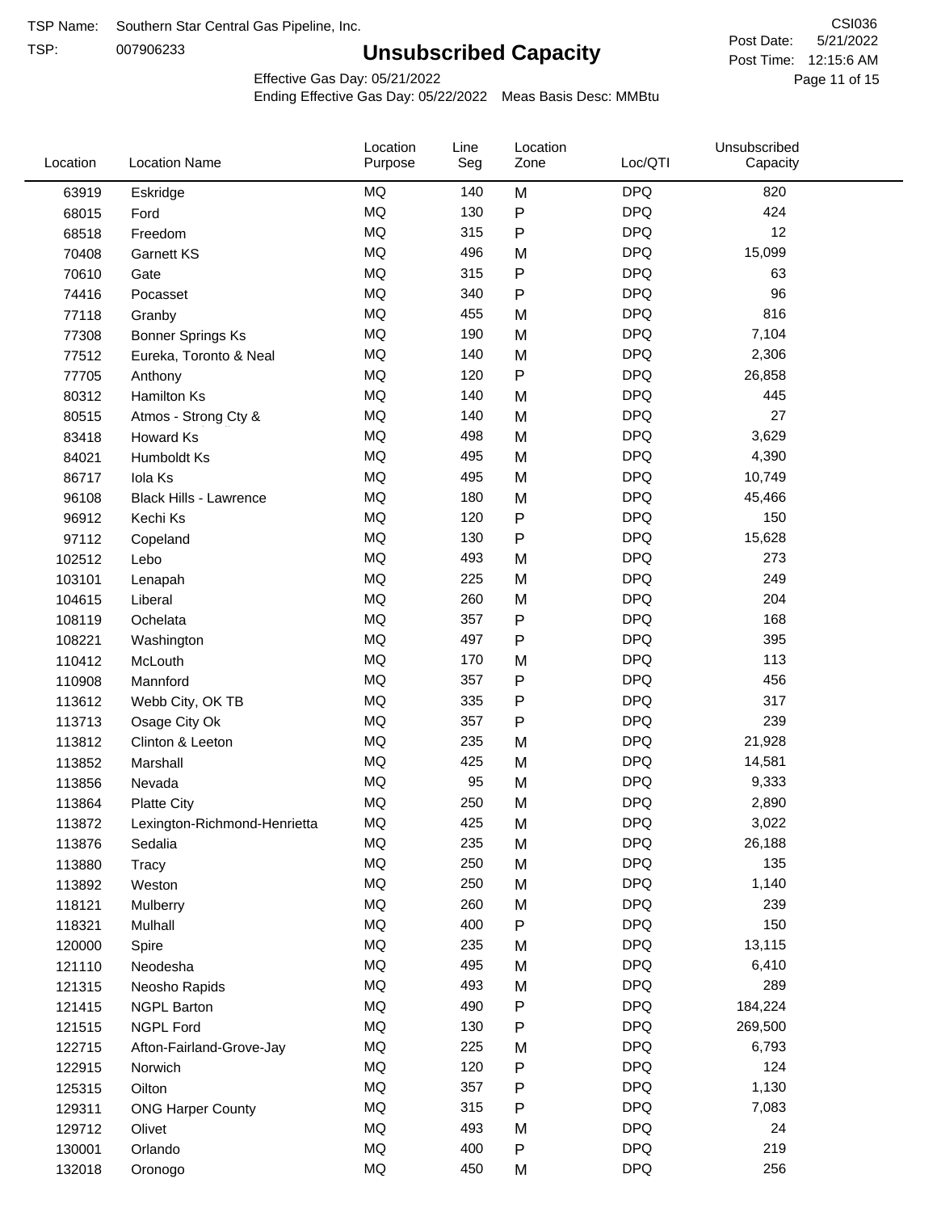TSP Name: Southern Star Central Gas Pipeline, Inc.

TSP: 007906233

# Unsubscribed Capacity

CSI036

Post Date: 5/21/2022

Post Time: 12:15:6 AM

Effective Gas Day: 05/21/2022

Ending Effective Gas Day: 05/22/2022 Meas Basis Desc: MMBtu

| Location | Location Name | Location Purpose | Line Seg | Location Zone | Loc/QTI | Unsubscribed Capacity |
|---|---|---|---|---|---|---|
| 63919 | Eskridge | MQ | 140 | M | DPQ | 820 |
| 68015 | Ford | MQ | 130 | P | DPQ | 424 |
| 68518 | Freedom | MQ | 315 | P | DPQ | 12 |
| 70408 | Garnett KS | MQ | 496 | M | DPQ | 15,099 |
| 70610 | Gate | MQ | 315 | P | DPQ | 63 |
| 74416 | Pocasset | MQ | 340 | P | DPQ | 96 |
| 77118 | Granby | MQ | 455 | M | DPQ | 816 |
| 77308 | Bonner Springs Ks | MQ | 190 | M | DPQ | 7,104 |
| 77512 | Eureka, Toronto & Neal | MQ | 140 | M | DPQ | 2,306 |
| 77705 | Anthony | MQ | 120 | P | DPQ | 26,858 |
| 80312 | Hamilton Ks | MQ | 140 | M | DPQ | 445 |
| 80515 | Atmos - Strong Cty & | MQ | 140 | M | DPQ | 27 |
| 83418 | Howard Ks | MQ | 498 | M | DPQ | 3,629 |
| 84021 | Humboldt Ks | MQ | 495 | M | DPQ | 4,390 |
| 86717 | Iola Ks | MQ | 495 | M | DPQ | 10,749 |
| 96108 | Black Hills - Lawrence | MQ | 180 | M | DPQ | 45,466 |
| 96912 | Kechi Ks | MQ | 120 | P | DPQ | 150 |
| 97112 | Copeland | MQ | 130 | P | DPQ | 15,628 |
| 102512 | Lebo | MQ | 493 | M | DPQ | 273 |
| 103101 | Lenapah | MQ | 225 | M | DPQ | 249 |
| 104615 | Liberal | MQ | 260 | M | DPQ | 204 |
| 108119 | Ochelata | MQ | 357 | P | DPQ | 168 |
| 108221 | Washington | MQ | 497 | P | DPQ | 395 |
| 110412 | McLouth | MQ | 170 | M | DPQ | 113 |
| 110908 | Mannford | MQ | 357 | P | DPQ | 456 |
| 113612 | Webb City, OK TB | MQ | 335 | P | DPQ | 317 |
| 113713 | Osage City Ok | MQ | 357 | P | DPQ | 239 |
| 113812 | Clinton & Leeton | MQ | 235 | M | DPQ | 21,928 |
| 113852 | Marshall | MQ | 425 | M | DPQ | 14,581 |
| 113856 | Nevada | MQ | 95 | M | DPQ | 9,333 |
| 113864 | Platte City | MQ | 250 | M | DPQ | 2,890 |
| 113872 | Lexington-Richmond-Henrietta | MQ | 425 | M | DPQ | 3,022 |
| 113876 | Sedalia | MQ | 235 | M | DPQ | 26,188 |
| 113880 | Tracy | MQ | 250 | M | DPQ | 135 |
| 113892 | Weston | MQ | 250 | M | DPQ | 1,140 |
| 118121 | Mulberry | MQ | 260 | M | DPQ | 239 |
| 118321 | Mulhall | MQ | 400 | P | DPQ | 150 |
| 120000 | Spire | MQ | 235 | M | DPQ | 13,115 |
| 121110 | Neodesha | MQ | 495 | M | DPQ | 6,410 |
| 121315 | Neosho Rapids | MQ | 493 | M | DPQ | 289 |
| 121415 | NGPL Barton | MQ | 490 | P | DPQ | 184,224 |
| 121515 | NGPL Ford | MQ | 130 | P | DPQ | 269,500 |
| 122715 | Afton-Fairland-Grove-Jay | MQ | 225 | M | DPQ | 6,793 |
| 122915 | Norwich | MQ | 120 | P | DPQ | 124 |
| 125315 | Oilton | MQ | 357 | P | DPQ | 1,130 |
| 129311 | ONG Harper County | MQ | 315 | P | DPQ | 7,083 |
| 129712 | Olivet | MQ | 493 | M | DPQ | 24 |
| 130001 | Orlando | MQ | 400 | P | DPQ | 219 |
| 132018 | Oronogo | MQ | 450 | M | DPQ | 256 |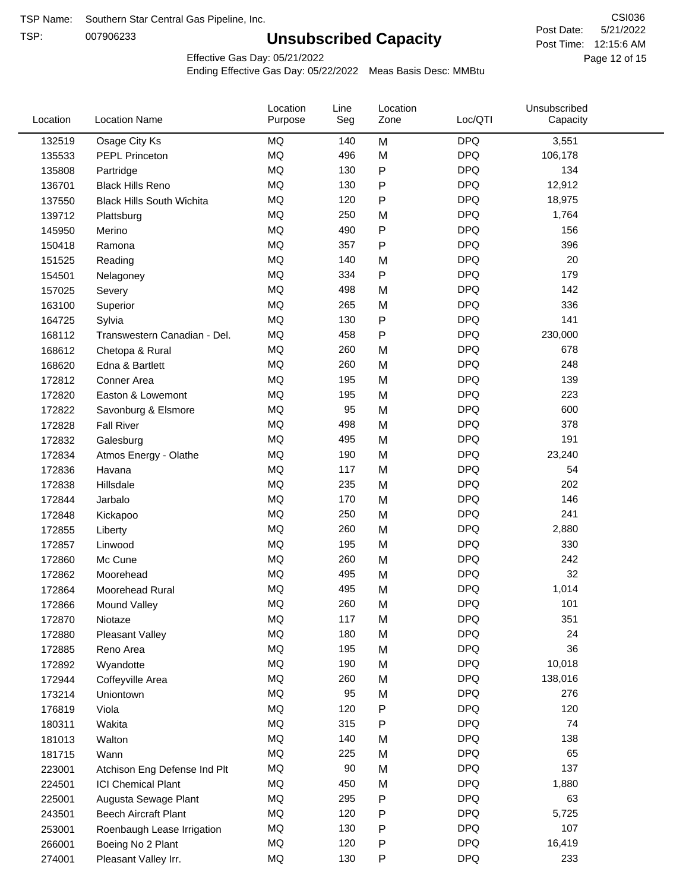TSP Name: Southern Star Central Gas Pipeline, Inc.

TSP: 007906233

# Unsubscribed Capacity

CSI036

Post Date: 5/21/2022

Post Time: 12:15:6 AM

Effective Gas Day: 05/21/2022

Ending Effective Gas Day: 05/22/2022 Meas Basis Desc: MMBtu

| Location | Location Name | Location Purpose | Line Seg | Location Zone | Loc/QTI | Unsubscribed Capacity |
|---|---|---|---|---|---|---|
| 132519 | Osage City Ks | MQ | 140 | M | DPQ | 3,551 |
| 135533 | PEPL Princeton | MQ | 496 | M | DPQ | 106,178 |
| 135808 | Partridge | MQ | 130 | P | DPQ | 134 |
| 136701 | Black Hills Reno | MQ | 130 | P | DPQ | 12,912 |
| 137550 | Black Hills South Wichita | MQ | 120 | P | DPQ | 18,975 |
| 139712 | Plattsburg | MQ | 250 | M | DPQ | 1,764 |
| 145950 | Merino | MQ | 490 | P | DPQ | 156 |
| 150418 | Ramona | MQ | 357 | P | DPQ | 396 |
| 151525 | Reading | MQ | 140 | M | DPQ | 20 |
| 154501 | Nelagoney | MQ | 334 | P | DPQ | 179 |
| 157025 | Severy | MQ | 498 | M | DPQ | 142 |
| 163100 | Superior | MQ | 265 | M | DPQ | 336 |
| 164725 | Sylvia | MQ | 130 | P | DPQ | 141 |
| 168112 | Transwestern Canadian - Del. | MQ | 458 | P | DPQ | 230,000 |
| 168612 | Chetopa & Rural | MQ | 260 | M | DPQ | 678 |
| 168620 | Edna & Bartlett | MQ | 260 | M | DPQ | 248 |
| 172812 | Conner Area | MQ | 195 | M | DPQ | 139 |
| 172820 | Easton & Lowemont | MQ | 195 | M | DPQ | 223 |
| 172822 | Savonburg & Elsmore | MQ | 95 | M | DPQ | 600 |
| 172828 | Fall River | MQ | 498 | M | DPQ | 378 |
| 172832 | Galesburg | MQ | 495 | M | DPQ | 191 |
| 172834 | Atmos Energy - Olathe | MQ | 190 | M | DPQ | 23,240 |
| 172836 | Havana | MQ | 117 | M | DPQ | 54 |
| 172838 | Hillsdale | MQ | 235 | M | DPQ | 202 |
| 172844 | Jarbalo | MQ | 170 | M | DPQ | 146 |
| 172848 | Kickapoo | MQ | 250 | M | DPQ | 241 |
| 172855 | Liberty | MQ | 260 | M | DPQ | 2,880 |
| 172857 | Linwood | MQ | 195 | M | DPQ | 330 |
| 172860 | Mc Cune | MQ | 260 | M | DPQ | 242 |
| 172862 | Moorehead | MQ | 495 | M | DPQ | 32 |
| 172864 | Moorehead Rural | MQ | 495 | M | DPQ | 1,014 |
| 172866 | Mound Valley | MQ | 260 | M | DPQ | 101 |
| 172870 | Niotaze | MQ | 117 | M | DPQ | 351 |
| 172880 | Pleasant Valley | MQ | 180 | M | DPQ | 24 |
| 172885 | Reno Area | MQ | 195 | M | DPQ | 36 |
| 172892 | Wyandotte | MQ | 190 | M | DPQ | 10,018 |
| 172944 | Coffeyville Area | MQ | 260 | M | DPQ | 138,016 |
| 173214 | Uniontown | MQ | 95 | M | DPQ | 276 |
| 176819 | Viola | MQ | 120 | P | DPQ | 120 |
| 180311 | Wakita | MQ | 315 | P | DPQ | 74 |
| 181013 | Walton | MQ | 140 | M | DPQ | 138 |
| 181715 | Wann | MQ | 225 | M | DPQ | 65 |
| 223001 | Atchison Eng Defense Ind Plt | MQ | 90 | M | DPQ | 137 |
| 224501 | ICI Chemical Plant | MQ | 450 | M | DPQ | 1,880 |
| 225001 | Augusta Sewage Plant | MQ | 295 | P | DPQ | 63 |
| 243501 | Beech Aircraft Plant | MQ | 120 | P | DPQ | 5,725 |
| 253001 | Roenbaugh Lease Irrigation | MQ | 130 | P | DPQ | 107 |
| 266001 | Boeing No 2 Plant | MQ | 120 | P | DPQ | 16,419 |
| 274001 | Pleasant Valley Irr. | MQ | 130 | P | DPQ | 233 |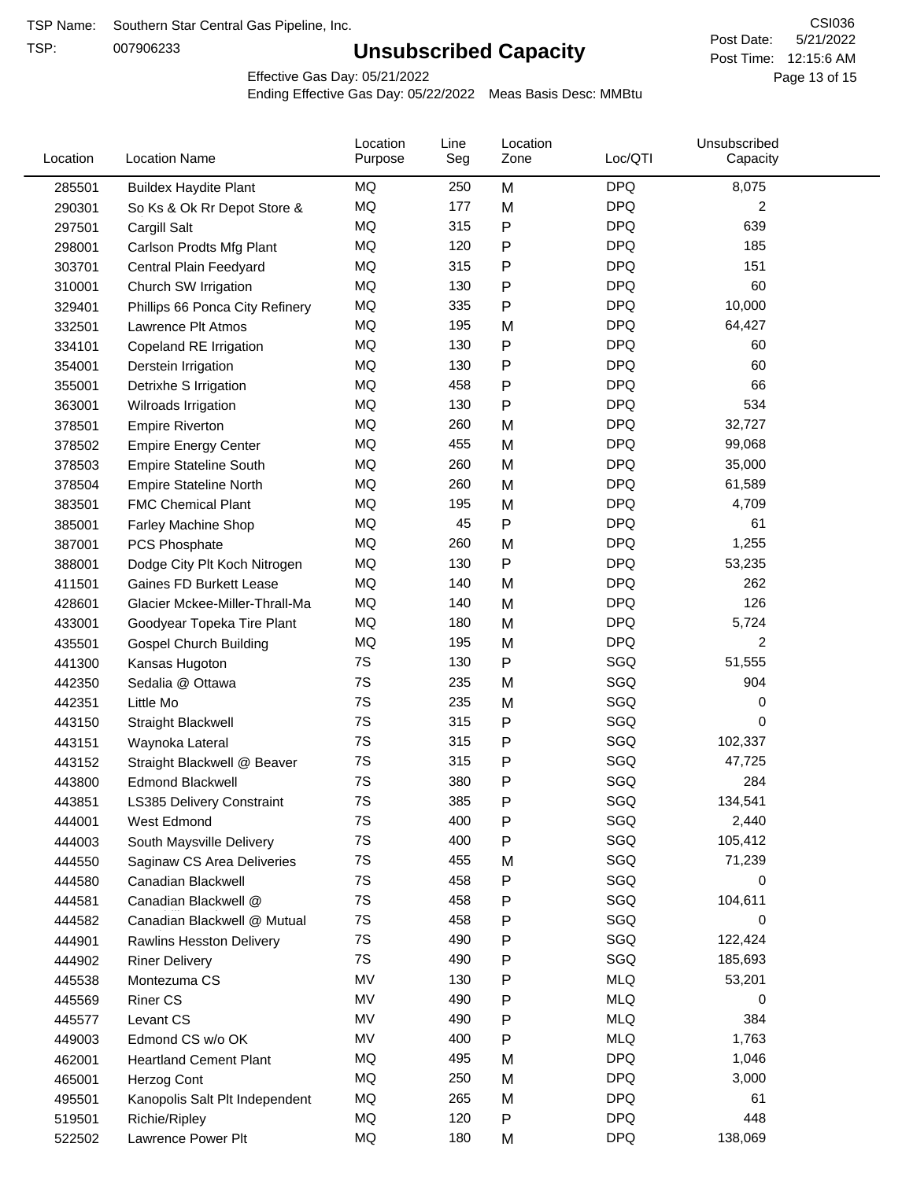TSP Name: Southern Star Central Gas Pipeline, Inc.

TSP: 007906233

# Unsubscribed Capacity

CSI036

Post Date: 5/21/2022

Post Time: 12:15:6 AM

Effective Gas Day: 05/21/2022

Ending Effective Gas Day: 05/22/2022 Meas Basis Desc: MMBtu

| Location | Location Name | Location Purpose | Line Seg | Location Zone | Loc/QTI | Unsubscribed Capacity |
|---|---|---|---|---|---|---|
| 285501 | Buildex Haydite Plant | MQ | 250 | M | DPQ | 8,075 |
| 290301 | So Ks & Ok Rr Depot Store & | MQ | 177 | M | DPQ | 2 |
| 297501 | Cargill Salt | MQ | 315 | P | DPQ | 639 |
| 298001 | Carlson Prodts Mfg Plant | MQ | 120 | P | DPQ | 185 |
| 303701 | Central Plain Feedyard | MQ | 315 | P | DPQ | 151 |
| 310001 | Church SW Irrigation | MQ | 130 | P | DPQ | 60 |
| 329401 | Phillips 66 Ponca City Refinery | MQ | 335 | P | DPQ | 10,000 |
| 332501 | Lawrence Plt Atmos | MQ | 195 | M | DPQ | 64,427 |
| 334101 | Copeland RE Irrigation | MQ | 130 | P | DPQ | 60 |
| 354001 | Derstein Irrigation | MQ | 130 | P | DPQ | 60 |
| 355001 | Detrixhe S Irrigation | MQ | 458 | P | DPQ | 66 |
| 363001 | Wilroads Irrigation | MQ | 130 | P | DPQ | 534 |
| 378501 | Empire Riverton | MQ | 260 | M | DPQ | 32,727 |
| 378502 | Empire Energy Center | MQ | 455 | M | DPQ | 99,068 |
| 378503 | Empire Stateline South | MQ | 260 | M | DPQ | 35,000 |
| 378504 | Empire Stateline North | MQ | 260 | M | DPQ | 61,589 |
| 383501 | FMC Chemical Plant | MQ | 195 | M | DPQ | 4,709 |
| 385001 | Farley Machine Shop | MQ | 45 | P | DPQ | 61 |
| 387001 | PCS Phosphate | MQ | 260 | M | DPQ | 1,255 |
| 388001 | Dodge City Plt Koch Nitrogen | MQ | 130 | P | DPQ | 53,235 |
| 411501 | Gaines FD Burkett Lease | MQ | 140 | M | DPQ | 262 |
| 428601 | Glacier Mckee-Miller-Thrall-Ma | MQ | 140 | M | DPQ | 126 |
| 433001 | Goodyear Topeka Tire Plant | MQ | 180 | M | DPQ | 5,724 |
| 435501 | Gospel Church Building | MQ | 195 | M | DPQ | 2 |
| 441300 | Kansas Hugoton | 7S | 130 | P | SGQ | 51,555 |
| 442350 | Sedalia @ Ottawa | 7S | 235 | M | SGQ | 904 |
| 442351 | Little Mo | 7S | 235 | M | SGQ | 0 |
| 443150 | Straight Blackwell | 7S | 315 | P | SGQ | 0 |
| 443151 | Waynoka Lateral | 7S | 315 | P | SGQ | 102,337 |
| 443152 | Straight Blackwell @ Beaver | 7S | 315 | P | SGQ | 47,725 |
| 443800 | Edmond Blackwell | 7S | 380 | P | SGQ | 284 |
| 443851 | LS385 Delivery Constraint | 7S | 385 | P | SGQ | 134,541 |
| 444001 | West Edmond | 7S | 400 | P | SGQ | 2,440 |
| 444003 | South Maysville Delivery | 7S | 400 | P | SGQ | 105,412 |
| 444550 | Saginaw CS Area Deliveries | 7S | 455 | M | SGQ | 71,239 |
| 444580 | Canadian Blackwell | 7S | 458 | P | SGQ | 0 |
| 444581 | Canadian Blackwell @ | 7S | 458 | P | SGQ | 104,611 |
| 444582 | Canadian Blackwell @ Mutual | 7S | 458 | P | SGQ | 0 |
| 444901 | Rawlins Hesston Delivery | 7S | 490 | P | SGQ | 122,424 |
| 444902 | Riner Delivery | 7S | 490 | P | SGQ | 185,693 |
| 445538 | Montezuma CS | MV | 130 | P | MLQ | 53,201 |
| 445569 | Riner CS | MV | 490 | P | MLQ | 0 |
| 445577 | Levant CS | MV | 490 | P | MLQ | 384 |
| 449003 | Edmond CS w/o OK | MV | 400 | P | MLQ | 1,763 |
| 462001 | Heartland Cement Plant | MQ | 495 | M | DPQ | 1,046 |
| 465001 | Herzog Cont | MQ | 250 | M | DPQ | 3,000 |
| 495501 | Kanopolis Salt Plt Independent | MQ | 265 | M | DPQ | 61 |
| 519501 | Richie/Ripley | MQ | 120 | P | DPQ | 448 |
| 522502 | Lawrence Power Plt | MQ | 180 | M | DPQ | 138,069 |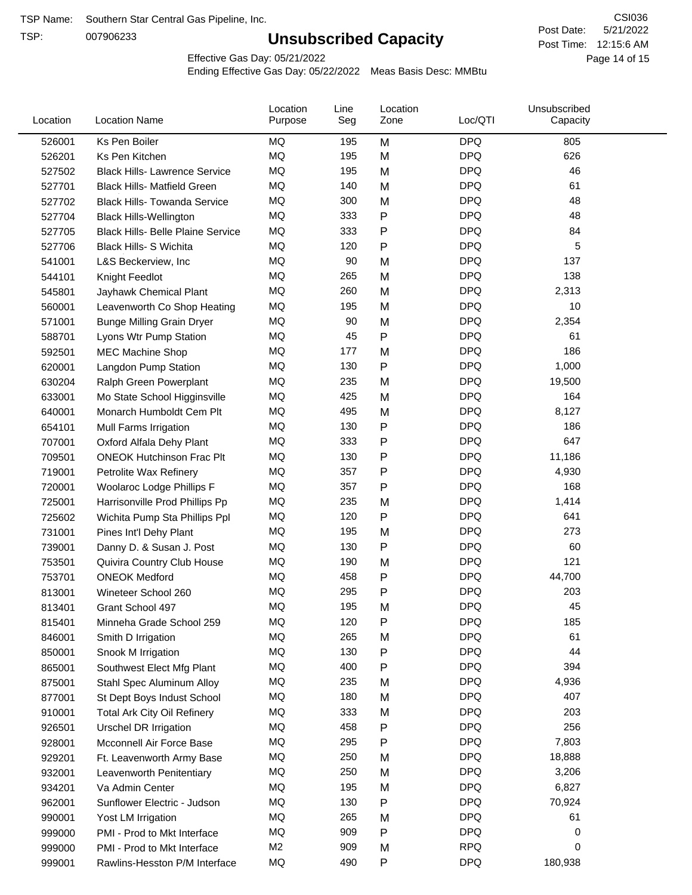TSP Name: Southern Star Central Gas Pipeline, Inc.

TSP: 007906233

# Unsubscribed Capacity

CSI036

Post Date: 5/21/2022

Post Time: 12:15:6 AM

Effective Gas Day: 05/21/2022

Ending Effective Gas Day: 05/22/2022 Meas Basis Desc: MMBtu

| Location | Location Name | Location Purpose | Line Seg | Location Zone | Loc/QTI | Unsubscribed Capacity |
|---|---|---|---|---|---|---|
| 526001 | Ks Pen Boiler | MQ | 195 | M | DPQ | 805 |
| 526201 | Ks Pen Kitchen | MQ | 195 | M | DPQ | 626 |
| 527502 | Black Hills- Lawrence Service | MQ | 195 | M | DPQ | 46 |
| 527701 | Black Hills- Matfield Green | MQ | 140 | M | DPQ | 61 |
| 527702 | Black Hills- Towanda Service | MQ | 300 | M | DPQ | 48 |
| 527704 | Black Hills-Wellington | MQ | 333 | P | DPQ | 48 |
| 527705 | Black Hills- Belle Plaine Service | MQ | 333 | P | DPQ | 84 |
| 527706 | Black Hills- S Wichita | MQ | 120 | P | DPQ | 5 |
| 541001 | L&S Beckerview, Inc | MQ | 90 | M | DPQ | 137 |
| 544101 | Knight Feedlot | MQ | 265 | M | DPQ | 138 |
| 545801 | Jayhawk Chemical Plant | MQ | 260 | M | DPQ | 2,313 |
| 560001 | Leavenworth Co Shop Heating | MQ | 195 | M | DPQ | 10 |
| 571001 | Bunge Milling Grain Dryer | MQ | 90 | M | DPQ | 2,354 |
| 588701 | Lyons Wtr Pump Station | MQ | 45 | P | DPQ | 61 |
| 592501 | MEC Machine Shop | MQ | 177 | M | DPQ | 186 |
| 620001 | Langdon Pump Station | MQ | 130 | P | DPQ | 1,000 |
| 630204 | Ralph Green Powerplant | MQ | 235 | M | DPQ | 19,500 |
| 633001 | Mo State School Higginsville | MQ | 425 | M | DPQ | 164 |
| 640001 | Monarch Humboldt Cem Plt | MQ | 495 | M | DPQ | 8,127 |
| 654101 | Mull Farms Irrigation | MQ | 130 | P | DPQ | 186 |
| 707001 | Oxford Alfala Dehy Plant | MQ | 333 | P | DPQ | 647 |
| 709501 | ONEOK Hutchinson Frac Plt | MQ | 130 | P | DPQ | 11,186 |
| 719001 | Petrolite Wax Refinery | MQ | 357 | P | DPQ | 4,930 |
| 720001 | Woolaroc Lodge Phillips F | MQ | 357 | P | DPQ | 168 |
| 725001 | Harrisonville Prod Phillips Pp | MQ | 235 | M | DPQ | 1,414 |
| 725602 | Wichita Pump Sta Phillips Ppl | MQ | 120 | P | DPQ | 641 |
| 731001 | Pines Int'l Dehy Plant | MQ | 195 | M | DPQ | 273 |
| 739001 | Danny D. & Susan J. Post | MQ | 130 | P | DPQ | 60 |
| 753501 | Quivira Country Club House | MQ | 190 | M | DPQ | 121 |
| 753701 | ONEOK Medford | MQ | 458 | P | DPQ | 44,700 |
| 813001 | Wineteer School 260 | MQ | 295 | P | DPQ | 203 |
| 813401 | Grant School 497 | MQ | 195 | M | DPQ | 45 |
| 815401 | Minneha Grade School 259 | MQ | 120 | P | DPQ | 185 |
| 846001 | Smith D Irrigation | MQ | 265 | M | DPQ | 61 |
| 850001 | Snook M Irrigation | MQ | 130 | P | DPQ | 44 |
| 865001 | Southwest Elect Mfg Plant | MQ | 400 | P | DPQ | 394 |
| 875001 | Stahl Spec Aluminum Alloy | MQ | 235 | M | DPQ | 4,936 |
| 877001 | St Dept Boys Indust School | MQ | 180 | M | DPQ | 407 |
| 910001 | Total Ark City Oil Refinery | MQ | 333 | M | DPQ | 203 |
| 926501 | Urschel DR Irrigation | MQ | 458 | P | DPQ | 256 |
| 928001 | Mcconnell Air Force Base | MQ | 295 | P | DPQ | 7,803 |
| 929201 | Ft. Leavenworth Army Base | MQ | 250 | M | DPQ | 18,888 |
| 932001 | Leavenworth Penitentiary | MQ | 250 | M | DPQ | 3,206 |
| 934201 | Va Admin Center | MQ | 195 | M | DPQ | 6,827 |
| 962001 | Sunflower Electric - Judson | MQ | 130 | P | DPQ | 70,924 |
| 990001 | Yost LM Irrigation | MQ | 265 | M | DPQ | 61 |
| 999000 | PMI - Prod to Mkt Interface | MQ | 909 | P | DPQ | 0 |
| 999000 | PMI - Prod to Mkt Interface | M2 | 909 | M | RPQ | 0 |
| 999001 | Rawlins-Hesston P/M Interface | MQ | 490 | P | DPQ | 180,938 |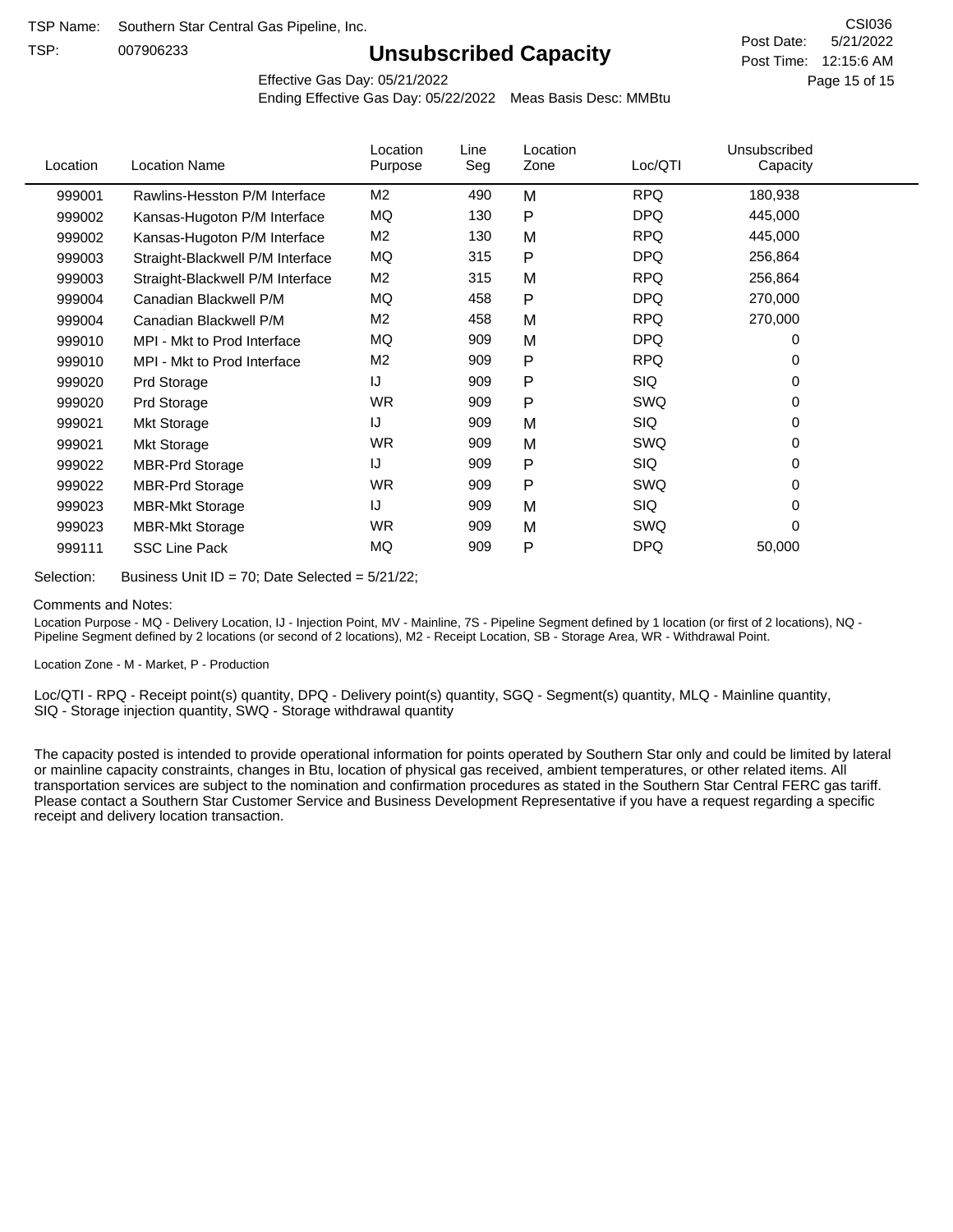TSP Name: Southern Star Central Gas Pipeline, Inc.

TSP: 007906233

# Unsubscribed Capacity

CSI036

Post Date: 5/21/2022

Post Time: 12:15:6 AM

Effective Gas Day: 05/21/2022

Ending Effective Gas Day: 05/22/2022 Meas Basis Desc: MMBtu

| Location | Location Name | Location Purpose | Line Seg | Location Zone | Loc/QTI | Unsubscribed Capacity |
|---|---|---|---|---|---|---|
| 999001 | Rawlins-Hesston P/M Interface | M2 | 490 | M | RPQ | 180,938 |
| 999002 | Kansas-Hugoton P/M Interface | MQ | 130 | P | DPQ | 445,000 |
| 999002 | Kansas-Hugoton P/M Interface | M2 | 130 | M | RPQ | 445,000 |
| 999003 | Straight-Blackwell P/M Interface | MQ | 315 | P | DPQ | 256,864 |
| 999003 | Straight-Blackwell P/M Interface | M2 | 315 | M | RPQ | 256,864 |
| 999004 | Canadian Blackwell P/M | MQ | 458 | P | DPQ | 270,000 |
| 999004 | Canadian Blackwell P/M | M2 | 458 | M | RPQ | 270,000 |
| 999010 | MPI - Mkt to Prod Interface | MQ | 909 | M | DPQ | 0 |
| 999010 | MPI - Mkt to Prod Interface | M2 | 909 | P | RPQ | 0 |
| 999020 | Prd Storage | IJ | 909 | P | SIQ | 0 |
| 999020 | Prd Storage | WR | 909 | P | SWQ | 0 |
| 999021 | Mkt Storage | IJ | 909 | M | SIQ | 0 |
| 999021 | Mkt Storage | WR | 909 | M | SWQ | 0 |
| 999022 | MBR-Prd Storage | IJ | 909 | P | SIQ | 0 |
| 999022 | MBR-Prd Storage | WR | 909 | P | SWQ | 0 |
| 999023 | MBR-Mkt Storage | IJ | 909 | M | SIQ | 0 |
| 999023 | MBR-Mkt Storage | WR | 909 | M | SWQ | 0 |
| 999111 | SSC Line Pack | MQ | 909 | P | DPQ | 50,000 |

Selection: Business Unit ID = 70; Date Selected = 5/21/22;

Comments and Notes:

Location Purpose - MQ - Delivery Location, IJ - Injection Point, MV - Mainline, 7S - Pipeline Segment defined by 1 location (or first of 2 locations), NQ - Pipeline Segment defined by 2 locations (or second of 2 locations), M2 - Receipt Location, SB - Storage Area, WR - Withdrawal Point.

Location Zone - M - Market, P - Production

Loc/QTI - RPQ - Receipt point(s) quantity, DPQ - Delivery point(s) quantity, SGQ - Segment(s) quantity, MLQ - Mainline quantity, SIQ - Storage injection quantity, SWQ - Storage withdrawal quantity

The capacity posted is intended to provide operational information for points operated by Southern Star only and could be limited by lateral or mainline capacity constraints, changes in Btu, location of physical gas received, ambient temperatures, or other related items. All transportation services are subject to the nomination and confirmation procedures as stated in the Southern Star Central FERC gas tariff. Please contact a Southern Star Customer Service and Business Development Representative if you have a request regarding a specific receipt and delivery location transaction.